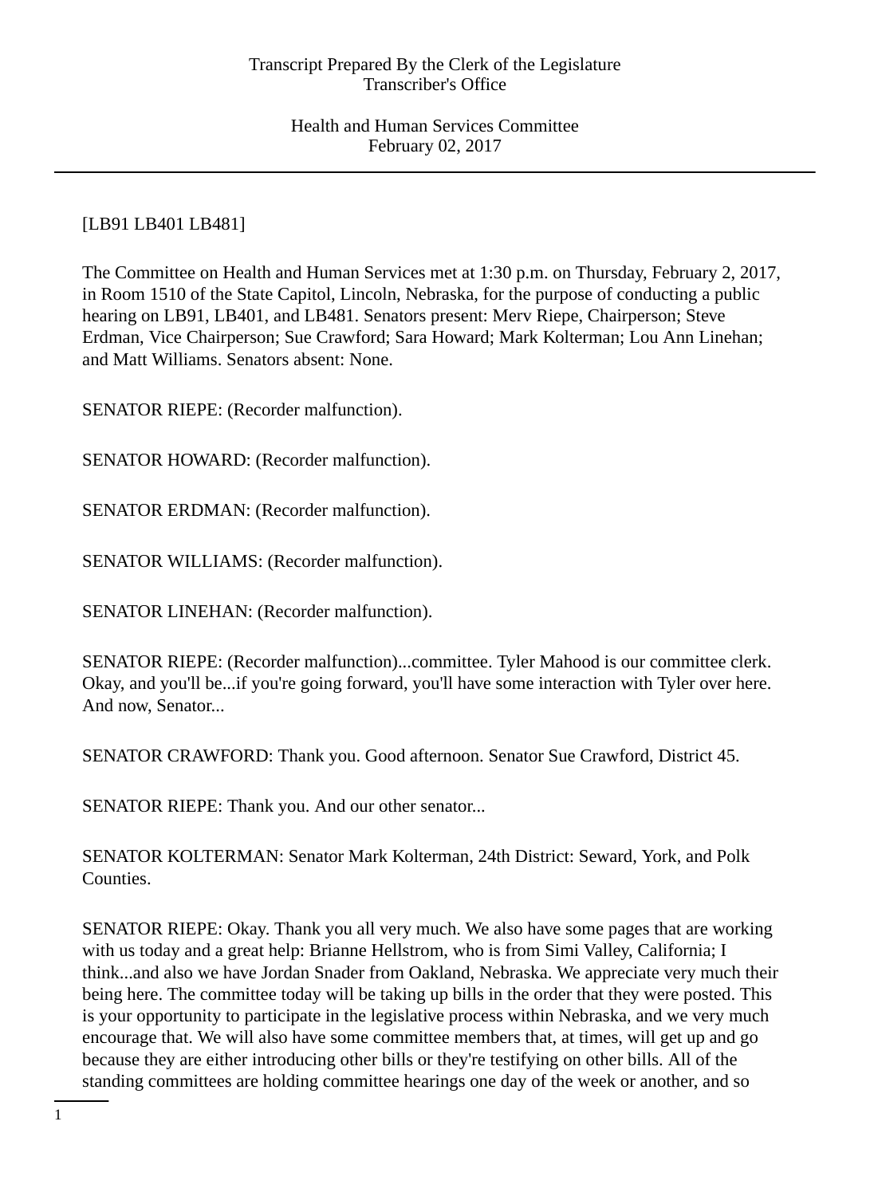Transcript Prepared By the Clerk of the Legislature
Transcriber's Office

Health and Human Services Committee
February 02, 2017

[LB91 LB401 LB481]

The Committee on Health and Human Services met at 1:30 p.m. on Thursday, February 2, 2017, in Room 1510 of the State Capitol, Lincoln, Nebraska, for the purpose of conducting a public hearing on LB91, LB401, and LB481. Senators present: Merv Riepe, Chairperson; Steve Erdman, Vice Chairperson; Sue Crawford; Sara Howard; Mark Kolterman; Lou Ann Linehan; and Matt Williams. Senators absent: None.

SENATOR RIEPE: (Recorder malfunction).

SENATOR HOWARD: (Recorder malfunction).

SENATOR ERDMAN: (Recorder malfunction).

SENATOR WILLIAMS: (Recorder malfunction).

SENATOR LINEHAN: (Recorder malfunction).

SENATOR RIEPE: (Recorder malfunction)...committee. Tyler Mahood is our committee clerk. Okay, and you'll be...if you're going forward, you'll have some interaction with Tyler over here. And now, Senator...

SENATOR CRAWFORD: Thank you. Good afternoon. Senator Sue Crawford, District 45.

SENATOR RIEPE: Thank you. And our other senator...

SENATOR KOLTERMAN: Senator Mark Kolterman, 24th District: Seward, York, and Polk Counties.

SENATOR RIEPE: Okay. Thank you all very much. We also have some pages that are working with us today and a great help: Brianne Hellstrom, who is from Simi Valley, California; I think...and also we have Jordan Snader from Oakland, Nebraska. We appreciate very much their being here. The committee today will be taking up bills in the order that they were posted. This is your opportunity to participate in the legislative process within Nebraska, and we very much encourage that. We will also have some committee members that, at times, will get up and go because they are either introducing other bills or they're testifying on other bills. All of the standing committees are holding committee hearings one day of the week or another, and so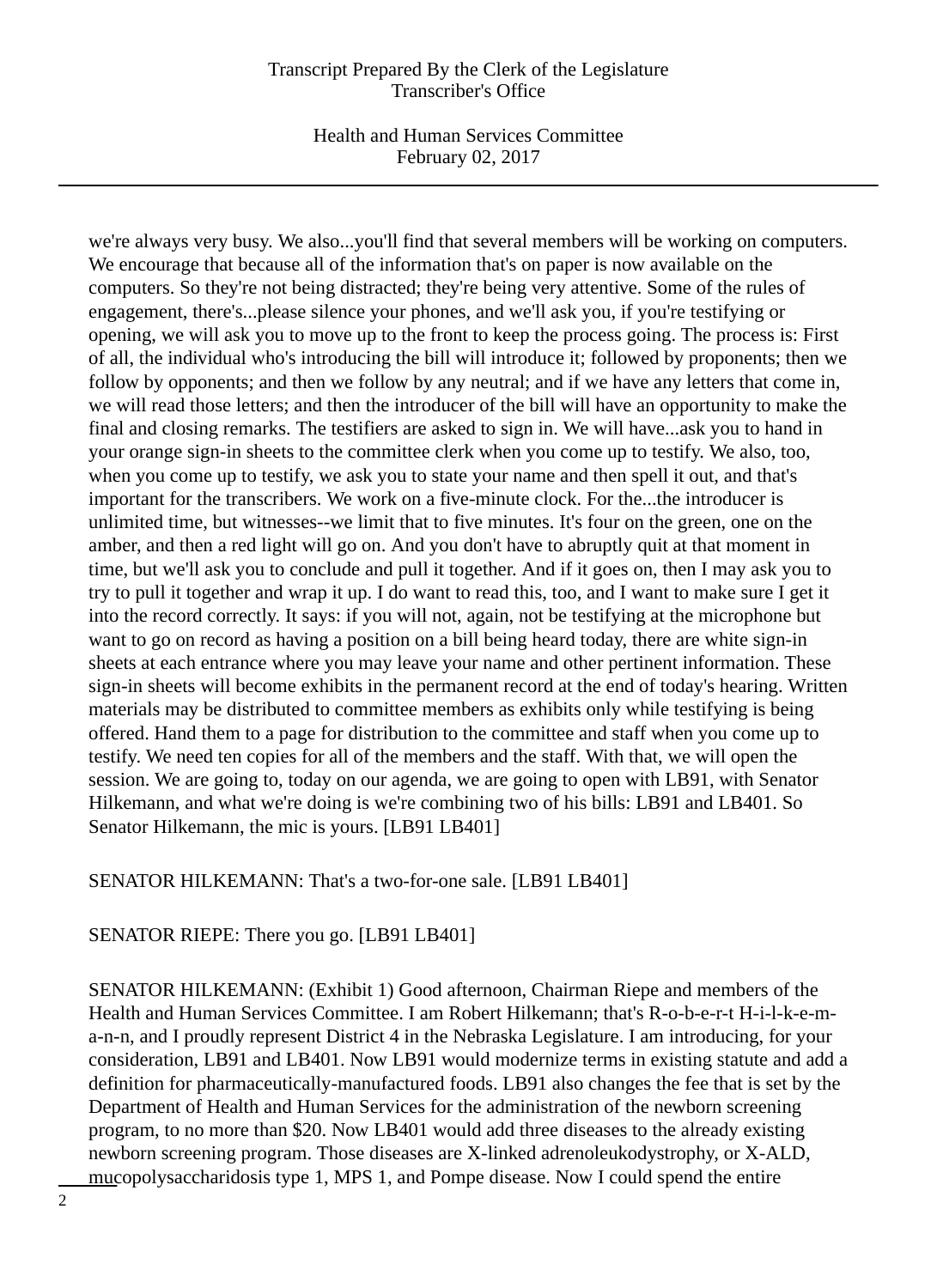we're always very busy. We also...you'll find that several members will be working on computers. We encourage that because all of the information that's on paper is now available on the computers. So they're not being distracted; they're being very attentive. Some of the rules of engagement, there's...please silence your phones, and we'll ask you, if you're testifying or opening, we will ask you to move up to the front to keep the process going. The process is: First of all, the individual who's introducing the bill will introduce it; followed by proponents; then we follow by opponents; and then we follow by any neutral; and if we have any letters that come in, we will read those letters; and then the introducer of the bill will have an opportunity to make the final and closing remarks. The testifiers are asked to sign in. We will have...ask you to hand in your orange sign-in sheets to the committee clerk when you come up to testify. We also, too, when you come up to testify, we ask you to state your name and then spell it out, and that's important for the transcribers. We work on a five-minute clock. For the...the introducer is unlimited time, but witnesses--we limit that to five minutes. It's four on the green, one on the amber, and then a red light will go on. And you don't have to abruptly quit at that moment in time, but we'll ask you to conclude and pull it together. And if it goes on, then I may ask you to try to pull it together and wrap it up. I do want to read this, too, and I want to make sure I get it into the record correctly. It says: if you will not, again, not be testifying at the microphone but want to go on record as having a position on a bill being heard today, there are white sign-in sheets at each entrance where you may leave your name and other pertinent information. These sign-in sheets will become exhibits in the permanent record at the end of today's hearing. Written materials may be distributed to committee members as exhibits only while testifying is being offered. Hand them to a page for distribution to the committee and staff when you come up to testify. We need ten copies for all of the members and the staff. With that, we will open the session. We are going to, today on our agenda, we are going to open with LB91, with Senator Hilkemann, and what we're doing is we're combining two of his bills: LB91 and LB401. So Senator Hilkemann, the mic is yours. [LB91 LB401]

SENATOR HILKEMANN: That's a two-for-one sale. [LB91 LB401]

SENATOR RIEPE: There you go. [LB91 LB401]

SENATOR HILKEMANN: (Exhibit 1) Good afternoon, Chairman Riepe and members of the Health and Human Services Committee. I am Robert Hilkemann; that's R-o-b-e-r-t H-i-l-k-e-m-a-n-n, and I proudly represent District 4 in the Nebraska Legislature. I am introducing, for your consideration, LB91 and LB401. Now LB91 would modernize terms in existing statute and add a definition for pharmaceutically-manufactured foods. LB91 also changes the fee that is set by the Department of Health and Human Services for the administration of the newborn screening program, to no more than $20. Now LB401 would add three diseases to the already existing newborn screening program. Those diseases are X-linked adrenoleukodystrophy, or X-ALD, mucopolysaccharidosis type 1, MPS 1, and Pompe disease. Now I could spend the entire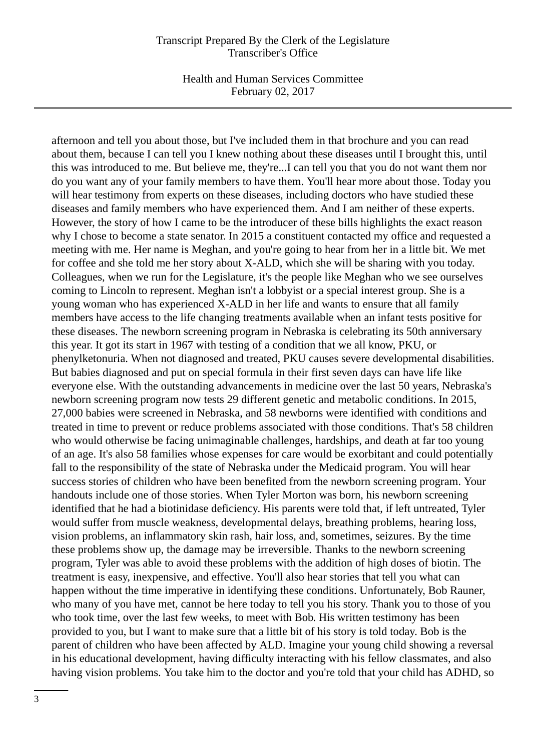afternoon and tell you about those, but I've included them in that brochure and you can read about them, because I can tell you I knew nothing about these diseases until I brought this, until this was introduced to me. But believe me, they're...I can tell you that you do not want them nor do you want any of your family members to have them. You'll hear more about those. Today you will hear testimony from experts on these diseases, including doctors who have studied these diseases and family members who have experienced them. And I am neither of these experts. However, the story of how I came to be the introducer of these bills highlights the exact reason why I chose to become a state senator. In 2015 a constituent contacted my office and requested a meeting with me. Her name is Meghan, and you're going to hear from her in a little bit. We met for coffee and she told me her story about X-ALD, which she will be sharing with you today. Colleagues, when we run for the Legislature, it's the people like Meghan who we see ourselves coming to Lincoln to represent. Meghan isn't a lobbyist or a special interest group. She is a young woman who has experienced X-ALD in her life and wants to ensure that all family members have access to the life changing treatments available when an infant tests positive for these diseases. The newborn screening program in Nebraska is celebrating its 50th anniversary this year. It got its start in 1967 with testing of a condition that we all know, PKU, or phenylketonuria. When not diagnosed and treated, PKU causes severe developmental disabilities. But babies diagnosed and put on special formula in their first seven days can have life like everyone else. With the outstanding advancements in medicine over the last 50 years, Nebraska's newborn screening program now tests 29 different genetic and metabolic conditions. In 2015, 27,000 babies were screened in Nebraska, and 58 newborns were identified with conditions and treated in time to prevent or reduce problems associated with those conditions. That's 58 children who would otherwise be facing unimaginable challenges, hardships, and death at far too young of an age. It's also 58 families whose expenses for care would be exorbitant and could potentially fall to the responsibility of the state of Nebraska under the Medicaid program. You will hear success stories of children who have been benefited from the newborn screening program. Your handouts include one of those stories. When Tyler Morton was born, his newborn screening identified that he had a biotinidase deficiency. His parents were told that, if left untreated, Tyler would suffer from muscle weakness, developmental delays, breathing problems, hearing loss, vision problems, an inflammatory skin rash, hair loss, and, sometimes, seizures. By the time these problems show up, the damage may be irreversible. Thanks to the newborn screening program, Tyler was able to avoid these problems with the addition of high doses of biotin. The treatment is easy, inexpensive, and effective. You'll also hear stories that tell you what can happen without the time imperative in identifying these conditions. Unfortunately, Bob Rauner, who many of you have met, cannot be here today to tell you his story. Thank you to those of you who took time, over the last few weeks, to meet with Bob. His written testimony has been provided to you, but I want to make sure that a little bit of his story is told today. Bob is the parent of children who have been affected by ALD. Imagine your young child showing a reversal in his educational development, having difficulty interacting with his fellow classmates, and also having vision problems. You take him to the doctor and you're told that your child has ADHD, so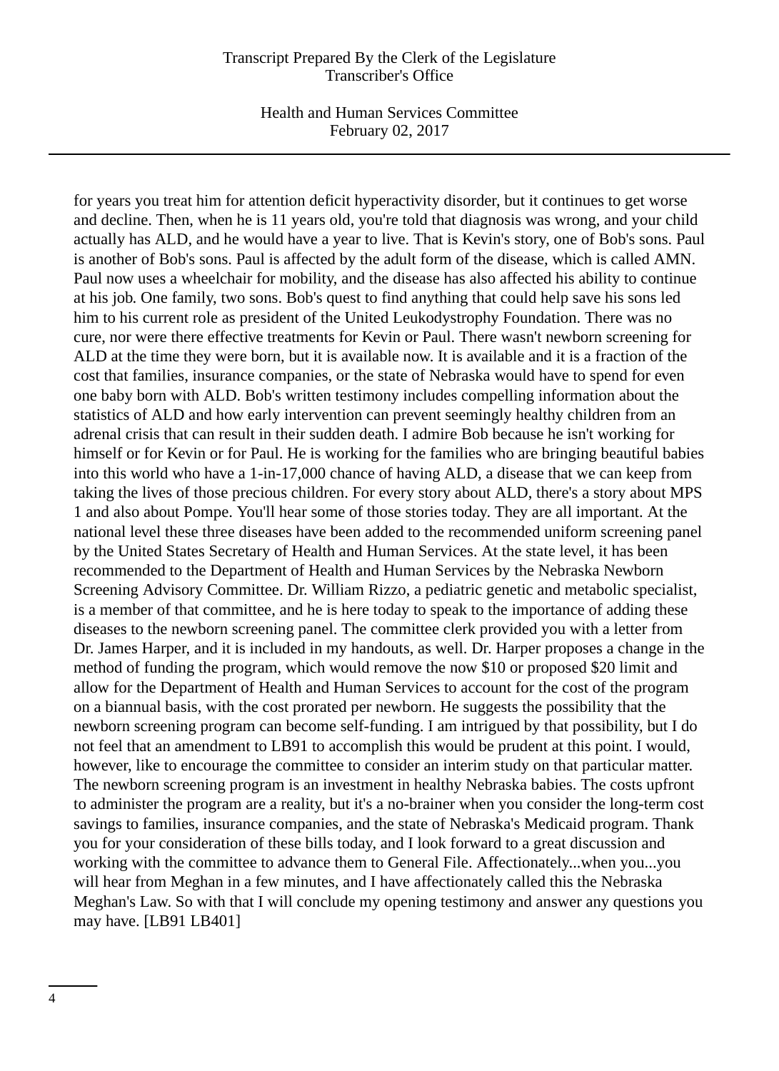for years you treat him for attention deficit hyperactivity disorder, but it continues to get worse and decline. Then, when he is 11 years old, you're told that diagnosis was wrong, and your child actually has ALD, and he would have a year to live. That is Kevin's story, one of Bob's sons. Paul is another of Bob's sons. Paul is affected by the adult form of the disease, which is called AMN. Paul now uses a wheelchair for mobility, and the disease has also affected his ability to continue at his job. One family, two sons. Bob's quest to find anything that could help save his sons led him to his current role as president of the United Leukodystrophy Foundation. There was no cure, nor were there effective treatments for Kevin or Paul. There wasn't newborn screening for ALD at the time they were born, but it is available now. It is available and it is a fraction of the cost that families, insurance companies, or the state of Nebraska would have to spend for even one baby born with ALD. Bob's written testimony includes compelling information about the statistics of ALD and how early intervention can prevent seemingly healthy children from an adrenal crisis that can result in their sudden death. I admire Bob because he isn't working for himself or for Kevin or for Paul. He is working for the families who are bringing beautiful babies into this world who have a 1-in-17,000 chance of having ALD, a disease that we can keep from taking the lives of those precious children. For every story about ALD, there's a story about MPS 1 and also about Pompe. You'll hear some of those stories today. They are all important. At the national level these three diseases have been added to the recommended uniform screening panel by the United States Secretary of Health and Human Services. At the state level, it has been recommended to the Department of Health and Human Services by the Nebraska Newborn Screening Advisory Committee. Dr. William Rizzo, a pediatric genetic and metabolic specialist, is a member of that committee, and he is here today to speak to the importance of adding these diseases to the newborn screening panel. The committee clerk provided you with a letter from Dr. James Harper, and it is included in my handouts, as well. Dr. Harper proposes a change in the method of funding the program, which would remove the now $10 or proposed $20 limit and allow for the Department of Health and Human Services to account for the cost of the program on a biannual basis, with the cost prorated per newborn. He suggests the possibility that the newborn screening program can become self-funding. I am intrigued by that possibility, but I do not feel that an amendment to LB91 to accomplish this would be prudent at this point. I would, however, like to encourage the committee to consider an interim study on that particular matter. The newborn screening program is an investment in healthy Nebraska babies. The costs upfront to administer the program are a reality, but it's a no-brainer when you consider the long-term cost savings to families, insurance companies, and the state of Nebraska's Medicaid program. Thank you for your consideration of these bills today, and I look forward to a great discussion and working with the committee to advance them to General File. Affectionately...when you...you will hear from Meghan in a few minutes, and I have affectionately called this the Nebraska Meghan's Law. So with that I will conclude my opening testimony and answer any questions you may have. [LB91 LB401]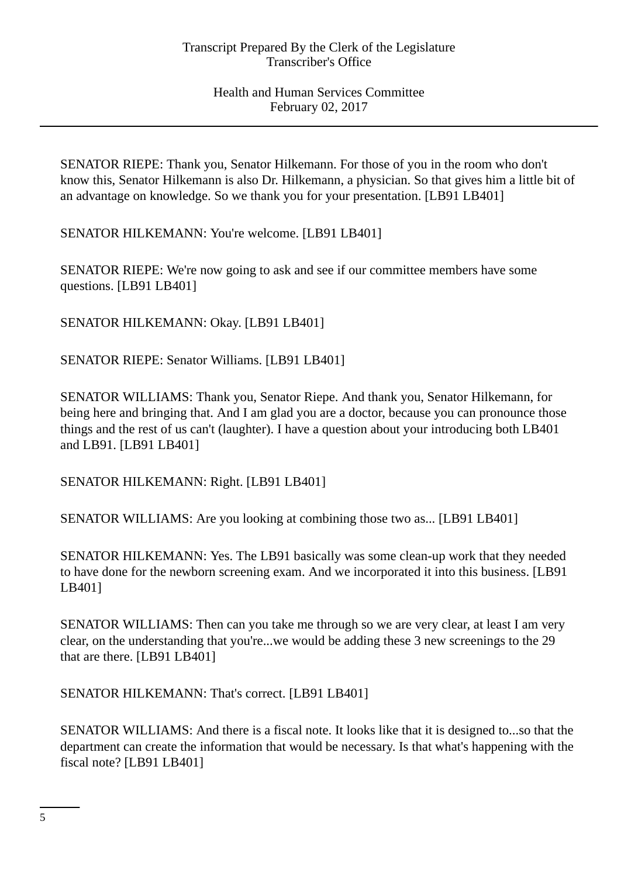SENATOR RIEPE: Thank you, Senator Hilkemann. For those of you in the room who don't know this, Senator Hilkemann is also Dr. Hilkemann, a physician. So that gives him a little bit of an advantage on knowledge. So we thank you for your presentation. [LB91 LB401]

SENATOR HILKEMANN: You're welcome. [LB91 LB401]

SENATOR RIEPE: We're now going to ask and see if our committee members have some questions. [LB91 LB401]

SENATOR HILKEMANN: Okay. [LB91 LB401]

SENATOR RIEPE: Senator Williams. [LB91 LB401]

SENATOR WILLIAMS: Thank you, Senator Riepe. And thank you, Senator Hilkemann, for being here and bringing that. And I am glad you are a doctor, because you can pronounce those things and the rest of us can't (laughter). I have a question about your introducing both LB401 and LB91. [LB91 LB401]

SENATOR HILKEMANN: Right. [LB91 LB401]

SENATOR WILLIAMS: Are you looking at combining those two as... [LB91 LB401]

SENATOR HILKEMANN: Yes. The LB91 basically was some clean-up work that they needed to have done for the newborn screening exam. And we incorporated it into this business. [LB91 LB401]

SENATOR WILLIAMS: Then can you take me through so we are very clear, at least I am very clear, on the understanding that you're...we would be adding these 3 new screenings to the 29 that are there. [LB91 LB401]

SENATOR HILKEMANN: That's correct. [LB91 LB401]

SENATOR WILLIAMS: And there is a fiscal note. It looks like that it is designed to...so that the department can create the information that would be necessary. Is that what's happening with the fiscal note? [LB91 LB401]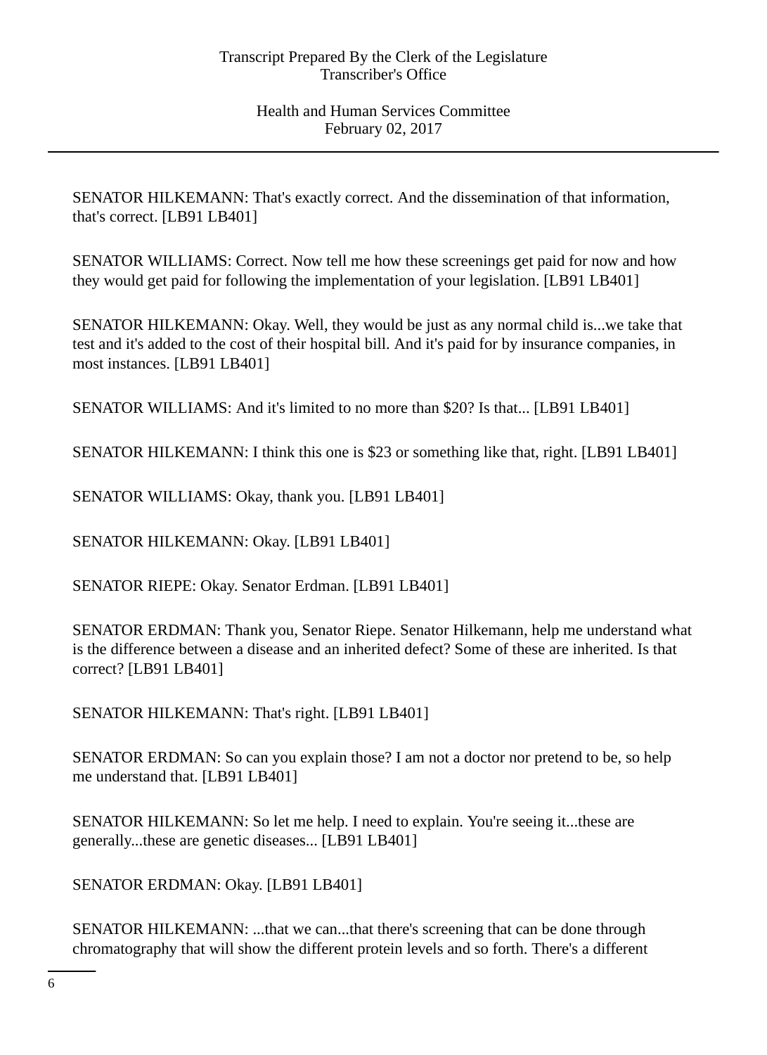SENATOR HILKEMANN: That's exactly correct. And the dissemination of that information, that's correct. [LB91 LB401]

SENATOR WILLIAMS: Correct. Now tell me how these screenings get paid for now and how they would get paid for following the implementation of your legislation. [LB91 LB401]

SENATOR HILKEMANN: Okay. Well, they would be just as any normal child is...we take that test and it's added to the cost of their hospital bill. And it's paid for by insurance companies, in most instances. [LB91 LB401]

SENATOR WILLIAMS: And it's limited to no more than $20? Is that... [LB91 LB401]

SENATOR HILKEMANN: I think this one is $23 or something like that, right. [LB91 LB401]

SENATOR WILLIAMS: Okay, thank you. [LB91 LB401]

SENATOR HILKEMANN: Okay. [LB91 LB401]

SENATOR RIEPE: Okay. Senator Erdman. [LB91 LB401]

SENATOR ERDMAN: Thank you, Senator Riepe. Senator Hilkemann, help me understand what is the difference between a disease and an inherited defect? Some of these are inherited. Is that correct? [LB91 LB401]

SENATOR HILKEMANN: That's right. [LB91 LB401]

SENATOR ERDMAN: So can you explain those? I am not a doctor nor pretend to be, so help me understand that. [LB91 LB401]

SENATOR HILKEMANN: So let me help. I need to explain. You're seeing it...these are generally...these are genetic diseases... [LB91 LB401]

SENATOR ERDMAN: Okay. [LB91 LB401]

SENATOR HILKEMANN: ...that we can...that there's screening that can be done through chromatography that will show the different protein levels and so forth. There's a different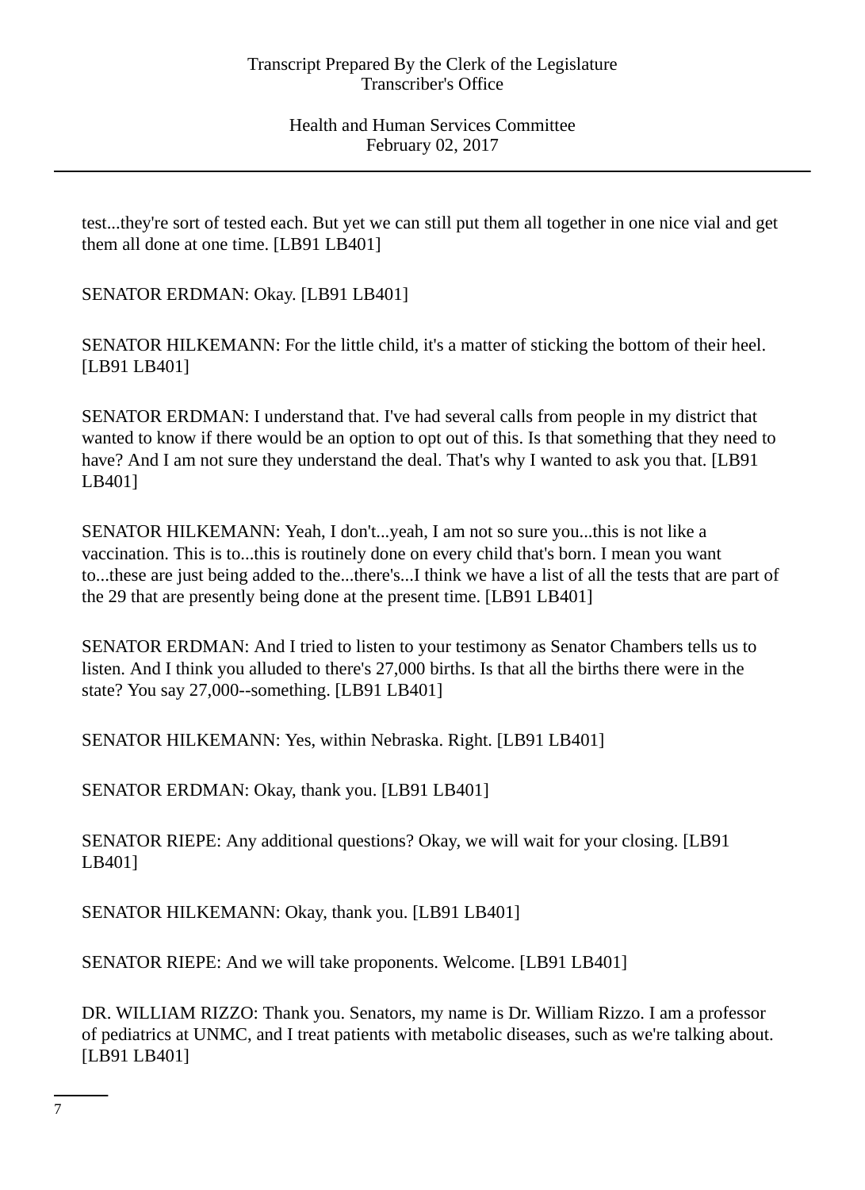test...they're sort of tested each. But yet we can still put them all together in one nice vial and get them all done at one time. [LB91 LB401]

SENATOR ERDMAN: Okay. [LB91 LB401]

SENATOR HILKEMANN: For the little child, it's a matter of sticking the bottom of their heel. [LB91 LB401]

SENATOR ERDMAN: I understand that. I've had several calls from people in my district that wanted to know if there would be an option to opt out of this. Is that something that they need to have? And I am not sure they understand the deal. That's why I wanted to ask you that. [LB91 LB401]

SENATOR HILKEMANN: Yeah, I don't...yeah, I am not so sure you...this is not like a vaccination. This is to...this is routinely done on every child that's born. I mean you want to...these are just being added to the...there's...I think we have a list of all the tests that are part of the 29 that are presently being done at the present time. [LB91 LB401]

SENATOR ERDMAN: And I tried to listen to your testimony as Senator Chambers tells us to listen. And I think you alluded to there's 27,000 births. Is that all the births there were in the state? You say 27,000--something. [LB91 LB401]

SENATOR HILKEMANN: Yes, within Nebraska. Right. [LB91 LB401]

SENATOR ERDMAN: Okay, thank you. [LB91 LB401]

SENATOR RIEPE: Any additional questions? Okay, we will wait for your closing. [LB91 LB401]

SENATOR HILKEMANN: Okay, thank you. [LB91 LB401]

SENATOR RIEPE: And we will take proponents. Welcome. [LB91 LB401]

DR. WILLIAM RIZZO: Thank you. Senators, my name is Dr. William Rizzo. I am a professor of pediatrics at UNMC, and I treat patients with metabolic diseases, such as we're talking about. [LB91 LB401]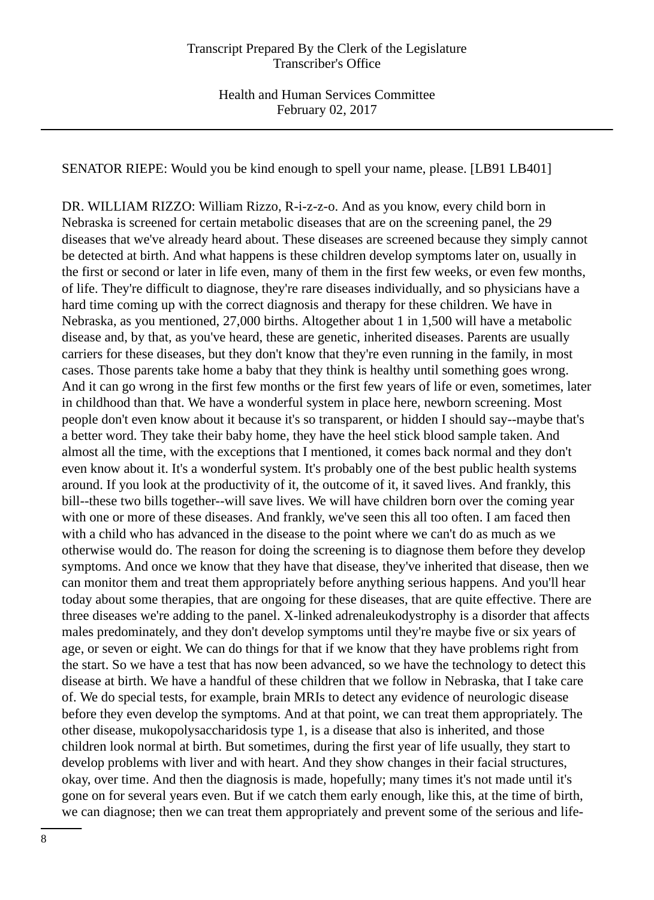SENATOR RIEPE: Would you be kind enough to spell your name, please. [LB91 LB401]

DR. WILLIAM RIZZO: William Rizzo, R-i-z-z-o. And as you know, every child born in Nebraska is screened for certain metabolic diseases that are on the screening panel, the 29 diseases that we've already heard about. These diseases are screened because they simply cannot be detected at birth. And what happens is these children develop symptoms later on, usually in the first or second or later in life even, many of them in the first few weeks, or even few months, of life. They're difficult to diagnose, they're rare diseases individually, and so physicians have a hard time coming up with the correct diagnosis and therapy for these children. We have in Nebraska, as you mentioned, 27,000 births. Altogether about 1 in 1,500 will have a metabolic disease and, by that, as you've heard, these are genetic, inherited diseases. Parents are usually carriers for these diseases, but they don't know that they're even running in the family, in most cases. Those parents take home a baby that they think is healthy until something goes wrong. And it can go wrong in the first few months or the first few years of life or even, sometimes, later in childhood than that. We have a wonderful system in place here, newborn screening. Most people don't even know about it because it's so transparent, or hidden I should say--maybe that's a better word. They take their baby home, they have the heel stick blood sample taken. And almost all the time, with the exceptions that I mentioned, it comes back normal and they don't even know about it. It's a wonderful system. It's probably one of the best public health systems around. If you look at the productivity of it, the outcome of it, it saved lives. And frankly, this bill--these two bills together--will save lives. We will have children born over the coming year with one or more of these diseases. And frankly, we've seen this all too often. I am faced then with a child who has advanced in the disease to the point where we can't do as much as we otherwise would do. The reason for doing the screening is to diagnose them before they develop symptoms. And once we know that they have that disease, they've inherited that disease, then we can monitor them and treat them appropriately before anything serious happens. And you'll hear today about some therapies, that are ongoing for these diseases, that are quite effective. There are three diseases we're adding to the panel. X-linked adrenaleukodystrophy is a disorder that affects males predominately, and they don't develop symptoms until they're maybe five or six years of age, or seven or eight. We can do things for that if we know that they have problems right from the start. So we have a test that has now been advanced, so we have the technology to detect this disease at birth. We have a handful of these children that we follow in Nebraska, that I take care of. We do special tests, for example, brain MRIs to detect any evidence of neurologic disease before they even develop the symptoms. And at that point, we can treat them appropriately. The other disease, mukopolysaccharidosis type 1, is a disease that also is inherited, and those children look normal at birth. But sometimes, during the first year of life usually, they start to develop problems with liver and with heart. And they show changes in their facial structures, okay, over time. And then the diagnosis is made, hopefully; many times it's not made until it's gone on for several years even. But if we catch them early enough, like this, at the time of birth, we can diagnose; then we can treat them appropriately and prevent some of the serious and life-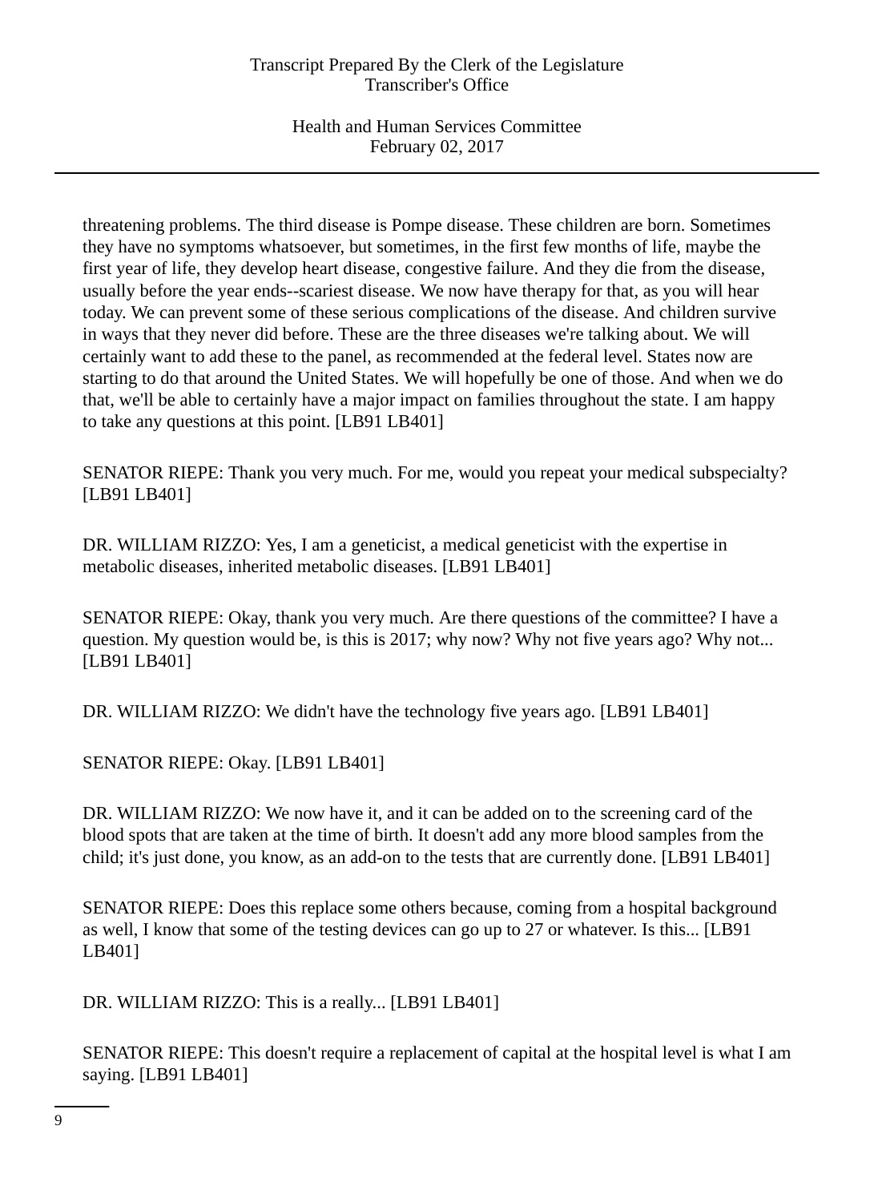threatening problems. The third disease is Pompe disease. These children are born. Sometimes they have no symptoms whatsoever, but sometimes, in the first few months of life, maybe the first year of life, they develop heart disease, congestive failure. And they die from the disease, usually before the year ends--scariest disease. We now have therapy for that, as you will hear today. We can prevent some of these serious complications of the disease. And children survive in ways that they never did before. These are the three diseases we're talking about. We will certainly want to add these to the panel, as recommended at the federal level. States now are starting to do that around the United States. We will hopefully be one of those. And when we do that, we'll be able to certainly have a major impact on families throughout the state. I am happy to take any questions at this point. [LB91 LB401]

SENATOR RIEPE: Thank you very much. For me, would you repeat your medical subspecialty? [LB91 LB401]

DR. WILLIAM RIZZO: Yes, I am a geneticist, a medical geneticist with the expertise in metabolic diseases, inherited metabolic diseases. [LB91 LB401]

SENATOR RIEPE: Okay, thank you very much. Are there questions of the committee? I have a question. My question would be, is this is 2017; why now? Why not five years ago? Why not... [LB91 LB401]

DR. WILLIAM RIZZO: We didn't have the technology five years ago. [LB91 LB401]

SENATOR RIEPE: Okay. [LB91 LB401]

DR. WILLIAM RIZZO: We now have it, and it can be added on to the screening card of the blood spots that are taken at the time of birth. It doesn't add any more blood samples from the child; it's just done, you know, as an add-on to the tests that are currently done. [LB91 LB401]

SENATOR RIEPE: Does this replace some others because, coming from a hospital background as well, I know that some of the testing devices can go up to 27 or whatever. Is this... [LB91 LB401]

DR. WILLIAM RIZZO: This is a really... [LB91 LB401]

SENATOR RIEPE: This doesn't require a replacement of capital at the hospital level is what I am saying. [LB91 LB401]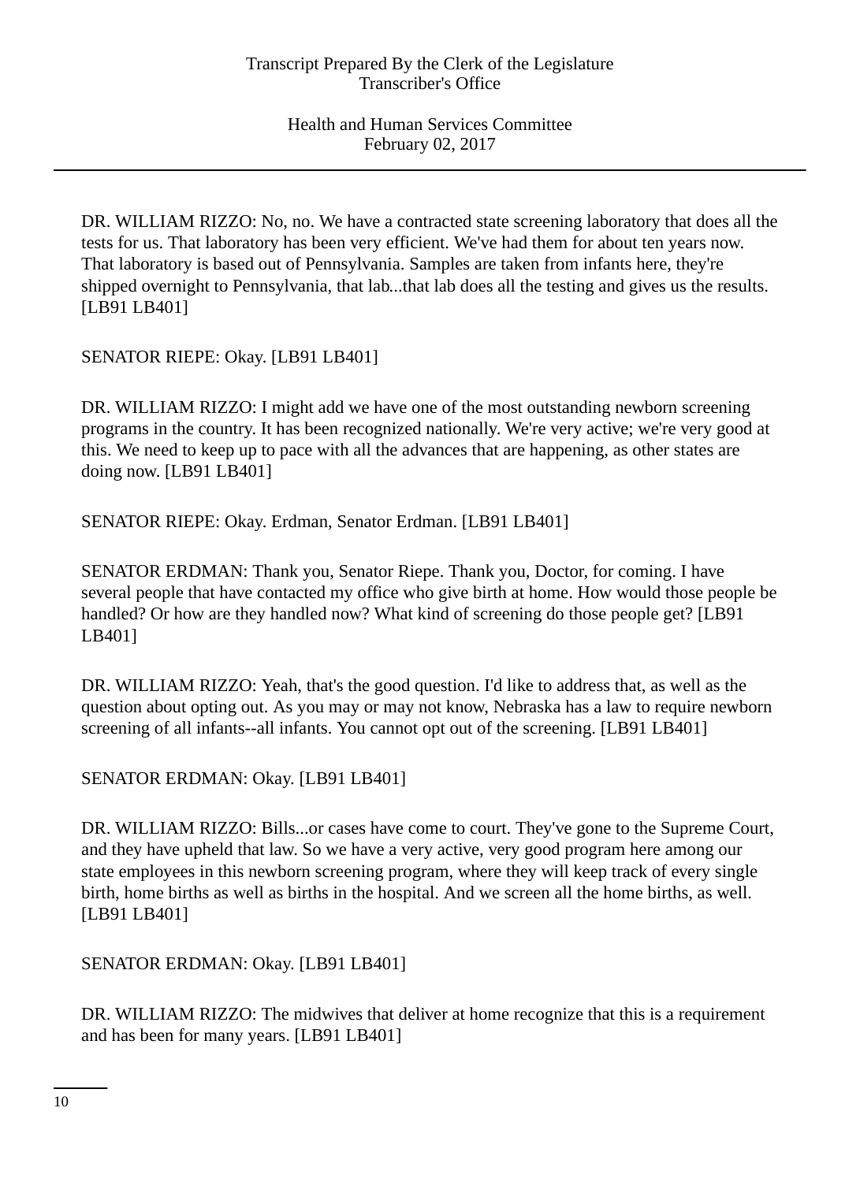DR. WILLIAM RIZZO: No, no. We have a contracted state screening laboratory that does all the tests for us. That laboratory has been very efficient. We've had them for about ten years now. That laboratory is based out of Pennsylvania. Samples are taken from infants here, they're shipped overnight to Pennsylvania, that lab...that lab does all the testing and gives us the results. [LB91 LB401]

SENATOR RIEPE: Okay. [LB91 LB401]

DR. WILLIAM RIZZO: I might add we have one of the most outstanding newborn screening programs in the country. It has been recognized nationally. We're very active; we're very good at this. We need to keep up to pace with all the advances that are happening, as other states are doing now. [LB91 LB401]

SENATOR RIEPE: Okay. Erdman, Senator Erdman. [LB91 LB401]

SENATOR ERDMAN: Thank you, Senator Riepe. Thank you, Doctor, for coming. I have several people that have contacted my office who give birth at home. How would those people be handled? Or how are they handled now? What kind of screening do those people get? [LB91 LB401]

DR. WILLIAM RIZZO: Yeah, that's the good question. I'd like to address that, as well as the question about opting out. As you may or may not know, Nebraska has a law to require newborn screening of all infants--all infants. You cannot opt out of the screening. [LB91 LB401]

SENATOR ERDMAN: Okay. [LB91 LB401]

DR. WILLIAM RIZZO: Bills...or cases have come to court. They've gone to the Supreme Court, and they have upheld that law. So we have a very active, very good program here among our state employees in this newborn screening program, where they will keep track of every single birth, home births as well as births in the hospital. And we screen all the home births, as well. [LB91 LB401]

SENATOR ERDMAN: Okay. [LB91 LB401]

DR. WILLIAM RIZZO: The midwives that deliver at home recognize that this is a requirement and has been for many years. [LB91 LB401]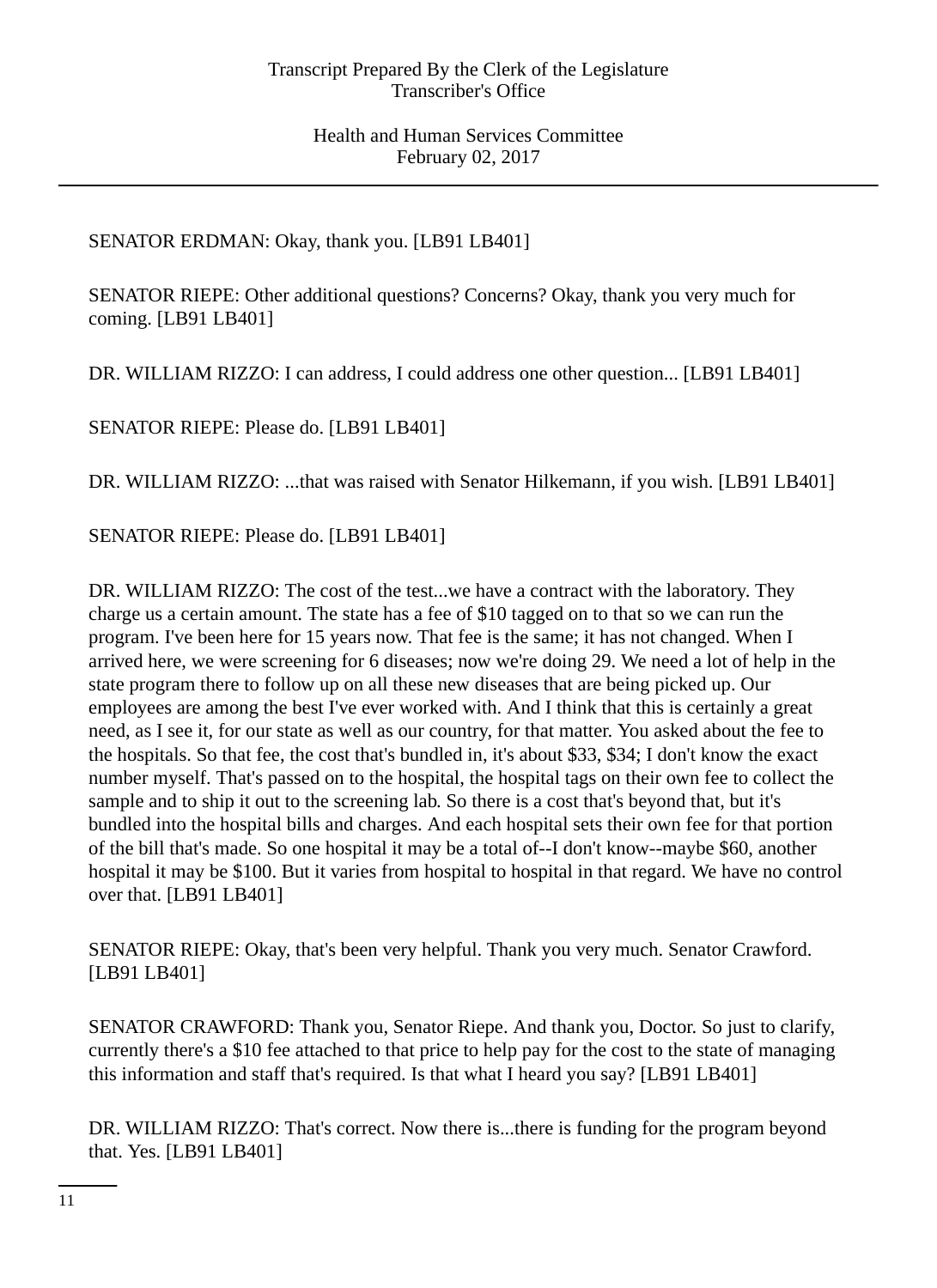SENATOR ERDMAN: Okay, thank you. [LB91 LB401]

SENATOR RIEPE: Other additional questions? Concerns? Okay, thank you very much for coming. [LB91 LB401]

DR. WILLIAM RIZZO: I can address, I could address one other question... [LB91 LB401]

SENATOR RIEPE: Please do. [LB91 LB401]

DR. WILLIAM RIZZO: ...that was raised with Senator Hilkemann, if you wish. [LB91 LB401]

SENATOR RIEPE: Please do. [LB91 LB401]

DR. WILLIAM RIZZO: The cost of the test...we have a contract with the laboratory. They charge us a certain amount. The state has a fee of $10 tagged on to that so we can run the program. I've been here for 15 years now. That fee is the same; it has not changed. When I arrived here, we were screening for 6 diseases; now we're doing 29. We need a lot of help in the state program there to follow up on all these new diseases that are being picked up. Our employees are among the best I've ever worked with. And I think that this is certainly a great need, as I see it, for our state as well as our country, for that matter. You asked about the fee to the hospitals. So that fee, the cost that's bundled in, it's about $33, $34; I don't know the exact number myself. That's passed on to the hospital, the hospital tags on their own fee to collect the sample and to ship it out to the screening lab. So there is a cost that's beyond that, but it's bundled into the hospital bills and charges. And each hospital sets their own fee for that portion of the bill that's made. So one hospital it may be a total of--I don't know--maybe $60, another hospital it may be $100. But it varies from hospital to hospital in that regard. We have no control over that. [LB91 LB401]

SENATOR RIEPE: Okay, that's been very helpful. Thank you very much. Senator Crawford. [LB91 LB401]

SENATOR CRAWFORD: Thank you, Senator Riepe. And thank you, Doctor. So just to clarify, currently there's a $10 fee attached to that price to help pay for the cost to the state of managing this information and staff that's required. Is that what I heard you say? [LB91 LB401]

DR. WILLIAM RIZZO: That's correct. Now there is...there is funding for the program beyond that. Yes. [LB91 LB401]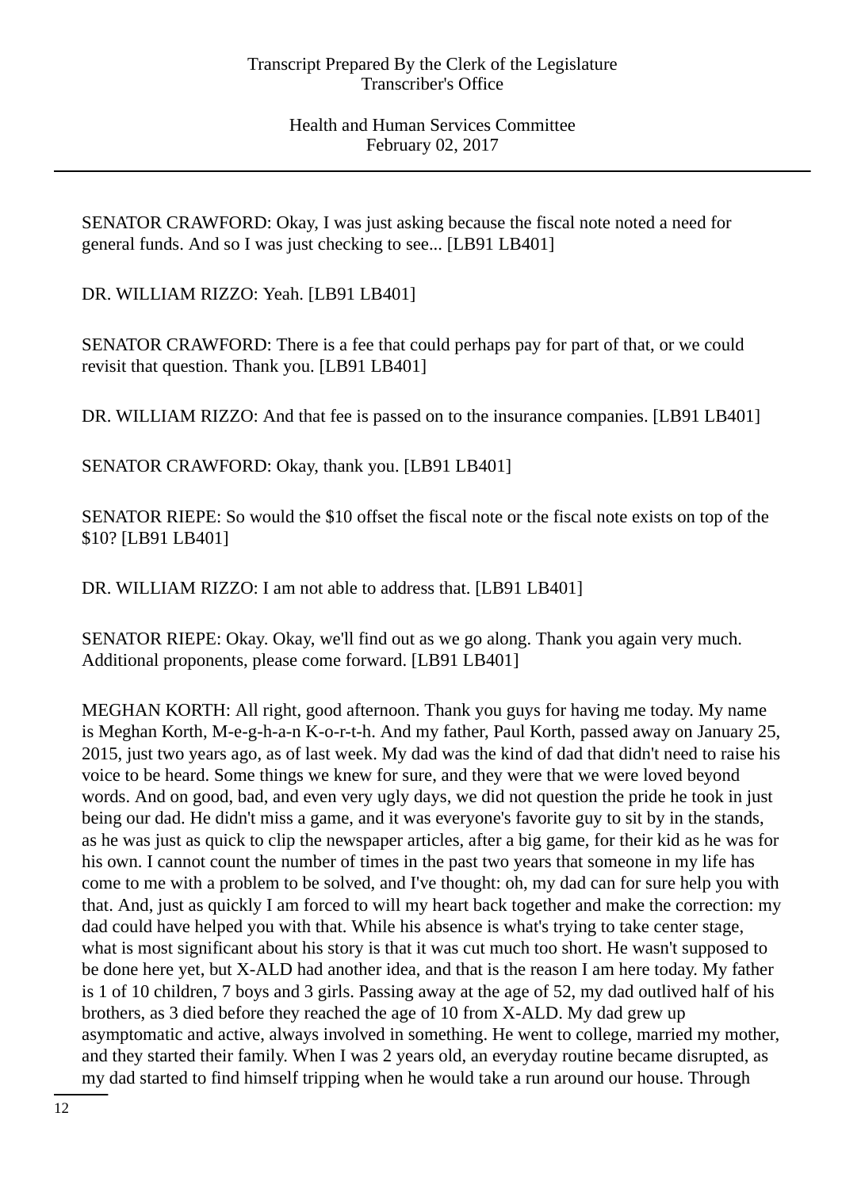SENATOR CRAWFORD: Okay, I was just asking because the fiscal note noted a need for general funds. And so I was just checking to see... [LB91 LB401]

DR. WILLIAM RIZZO: Yeah. [LB91 LB401]

SENATOR CRAWFORD: There is a fee that could perhaps pay for part of that, or we could revisit that question. Thank you. [LB91 LB401]

DR. WILLIAM RIZZO: And that fee is passed on to the insurance companies. [LB91 LB401]

SENATOR CRAWFORD: Okay, thank you. [LB91 LB401]

SENATOR RIEPE: So would the $10 offset the fiscal note or the fiscal note exists on top of the $10? [LB91 LB401]

DR. WILLIAM RIZZO: I am not able to address that. [LB91 LB401]

SENATOR RIEPE: Okay. Okay, we'll find out as we go along. Thank you again very much. Additional proponents, please come forward. [LB91 LB401]

MEGHAN KORTH: All right, good afternoon. Thank you guys for having me today. My name is Meghan Korth, M-e-g-h-a-n K-o-r-t-h. And my father, Paul Korth, passed away on January 25, 2015, just two years ago, as of last week. My dad was the kind of dad that didn't need to raise his voice to be heard. Some things we knew for sure, and they were that we were loved beyond words. And on good, bad, and even very ugly days, we did not question the pride he took in just being our dad. He didn't miss a game, and it was everyone's favorite guy to sit by in the stands, as he was just as quick to clip the newspaper articles, after a big game, for their kid as he was for his own. I cannot count the number of times in the past two years that someone in my life has come to me with a problem to be solved, and I've thought: oh, my dad can for sure help you with that. And, just as quickly I am forced to will my heart back together and make the correction: my dad could have helped you with that. While his absence is what's trying to take center stage, what is most significant about his story is that it was cut much too short. He wasn't supposed to be done here yet, but X-ALD had another idea, and that is the reason I am here today. My father is 1 of 10 children, 7 boys and 3 girls. Passing away at the age of 52, my dad outlived half of his brothers, as 3 died before they reached the age of 10 from X-ALD. My dad grew up asymptomatic and active, always involved in something. He went to college, married my mother, and they started their family. When I was 2 years old, an everyday routine became disrupted, as my dad started to find himself tripping when he would take a run around our house. Through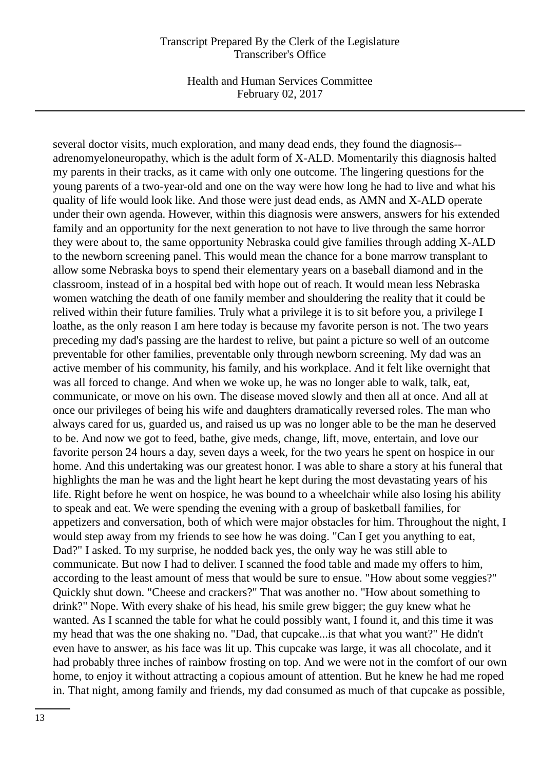several doctor visits, much exploration, and many dead ends, they found the diagnosis--adrenomyeloneuropathy, which is the adult form of X-ALD. Momentarily this diagnosis halted my parents in their tracks, as it came with only one outcome. The lingering questions for the young parents of a two-year-old and one on the way were how long he had to live and what his quality of life would look like. And those were just dead ends, as AMN and X-ALD operate under their own agenda. However, within this diagnosis were answers, answers for his extended family and an opportunity for the next generation to not have to live through the same horror they were about to, the same opportunity Nebraska could give families through adding X-ALD to the newborn screening panel. This would mean the chance for a bone marrow transplant to allow some Nebraska boys to spend their elementary years on a baseball diamond and in the classroom, instead of in a hospital bed with hope out of reach. It would mean less Nebraska women watching the death of one family member and shouldering the reality that it could be relived within their future families. Truly what a privilege it is to sit before you, a privilege I loathe, as the only reason I am here today is because my favorite person is not. The two years preceding my dad's passing are the hardest to relive, but paint a picture so well of an outcome preventable for other families, preventable only through newborn screening. My dad was an active member of his community, his family, and his workplace. And it felt like overnight that was all forced to change. And when we woke up, he was no longer able to walk, talk, eat, communicate, or move on his own. The disease moved slowly and then all at once. And all at once our privileges of being his wife and daughters dramatically reversed roles. The man who always cared for us, guarded us, and raised us up was no longer able to be the man he deserved to be. And now we got to feed, bathe, give meds, change, lift, move, entertain, and love our favorite person 24 hours a day, seven days a week, for the two years he spent on hospice in our home. And this undertaking was our greatest honor. I was able to share a story at his funeral that highlights the man he was and the light heart he kept during the most devastating years of his life. Right before he went on hospice, he was bound to a wheelchair while also losing his ability to speak and eat. We were spending the evening with a group of basketball families, for appetizers and conversation, both of which were major obstacles for him. Throughout the night, I would step away from my friends to see how he was doing. "Can I get you anything to eat, Dad?" I asked. To my surprise, he nodded back yes, the only way he was still able to communicate. But now I had to deliver. I scanned the food table and made my offers to him, according to the least amount of mess that would be sure to ensue. "How about some veggies?" Quickly shut down. "Cheese and crackers?" That was another no. "How about something to drink?" Nope. With every shake of his head, his smile grew bigger; the guy knew what he wanted. As I scanned the table for what he could possibly want, I found it, and this time it was my head that was the one shaking no. "Dad, that cupcake...is that what you want?" He didn't even have to answer, as his face was lit up. This cupcake was large, it was all chocolate, and it had probably three inches of rainbow frosting on top. And we were not in the comfort of our own home, to enjoy it without attracting a copious amount of attention. But he knew he had me roped in. That night, among family and friends, my dad consumed as much of that cupcake as possible,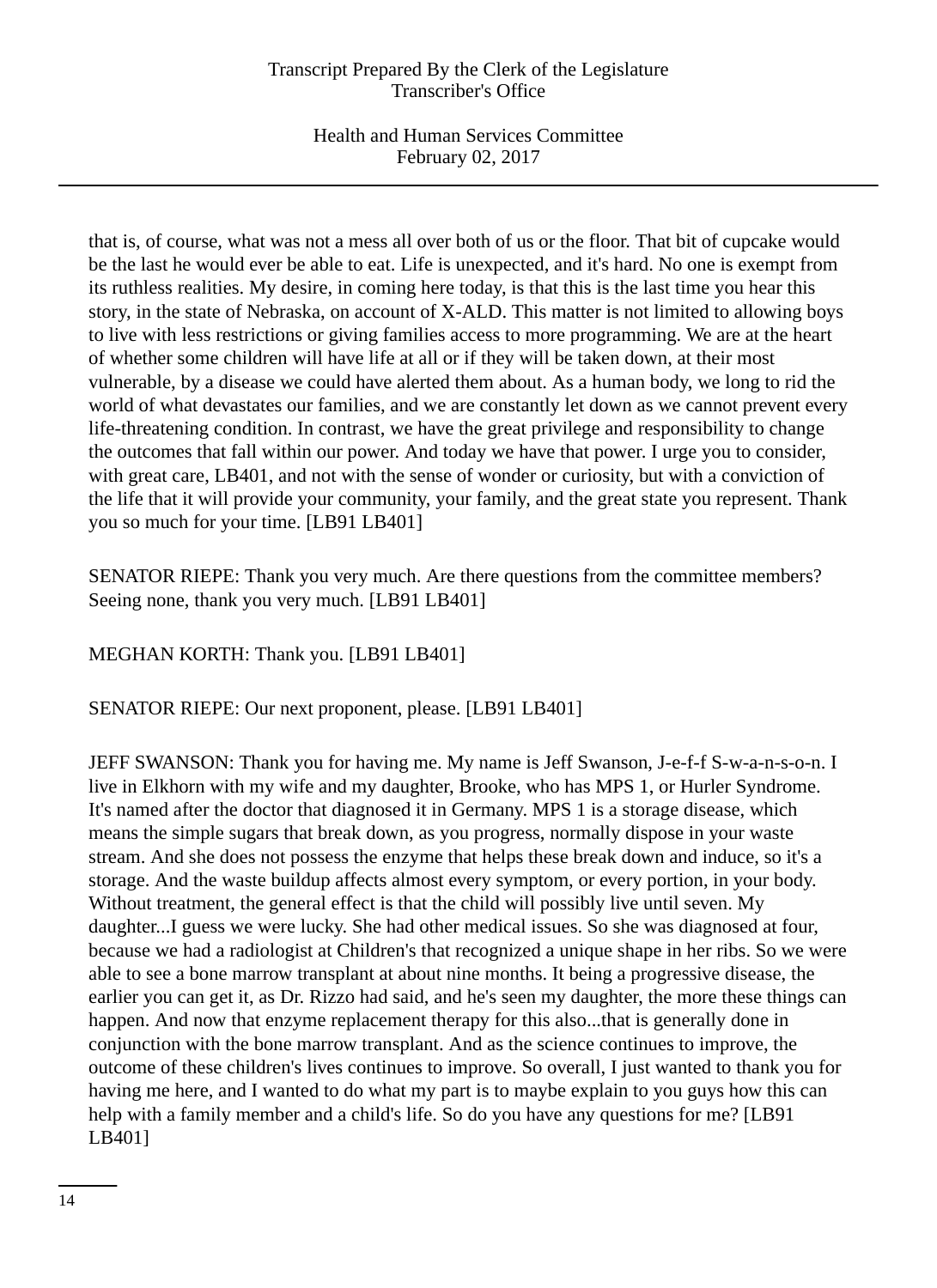that is, of course, what was not a mess all over both of us or the floor. That bit of cupcake would be the last he would ever be able to eat. Life is unexpected, and it's hard. No one is exempt from its ruthless realities. My desire, in coming here today, is that this is the last time you hear this story, in the state of Nebraska, on account of X-ALD. This matter is not limited to allowing boys to live with less restrictions or giving families access to more programming. We are at the heart of whether some children will have life at all or if they will be taken down, at their most vulnerable, by a disease we could have alerted them about. As a human body, we long to rid the world of what devastates our families, and we are constantly let down as we cannot prevent every life-threatening condition. In contrast, we have the great privilege and responsibility to change the outcomes that fall within our power. And today we have that power. I urge you to consider, with great care, LB401, and not with the sense of wonder or curiosity, but with a conviction of the life that it will provide your community, your family, and the great state you represent. Thank you so much for your time. [LB91 LB401]

SENATOR RIEPE: Thank you very much. Are there questions from the committee members? Seeing none, thank you very much. [LB91 LB401]

MEGHAN KORTH: Thank you. [LB91 LB401]

SENATOR RIEPE: Our next proponent, please. [LB91 LB401]

JEFF SWANSON: Thank you for having me. My name is Jeff Swanson, J-e-f-f S-w-a-n-s-o-n. I live in Elkhorn with my wife and my daughter, Brooke, who has MPS 1, or Hurler Syndrome. It's named after the doctor that diagnosed it in Germany. MPS 1 is a storage disease, which means the simple sugars that break down, as you progress, normally dispose in your waste stream. And she does not possess the enzyme that helps these break down and induce, so it's a storage. And the waste buildup affects almost every symptom, or every portion, in your body. Without treatment, the general effect is that the child will possibly live until seven. My daughter...I guess we were lucky. She had other medical issues. So she was diagnosed at four, because we had a radiologist at Children's that recognized a unique shape in her ribs. So we were able to see a bone marrow transplant at about nine months. It being a progressive disease, the earlier you can get it, as Dr. Rizzo had said, and he's seen my daughter, the more these things can happen. And now that enzyme replacement therapy for this also...that is generally done in conjunction with the bone marrow transplant. And as the science continues to improve, the outcome of these children's lives continues to improve. So overall, I just wanted to thank you for having me here, and I wanted to do what my part is to maybe explain to you guys how this can help with a family member and a child's life. So do you have any questions for me? [LB91 LB401]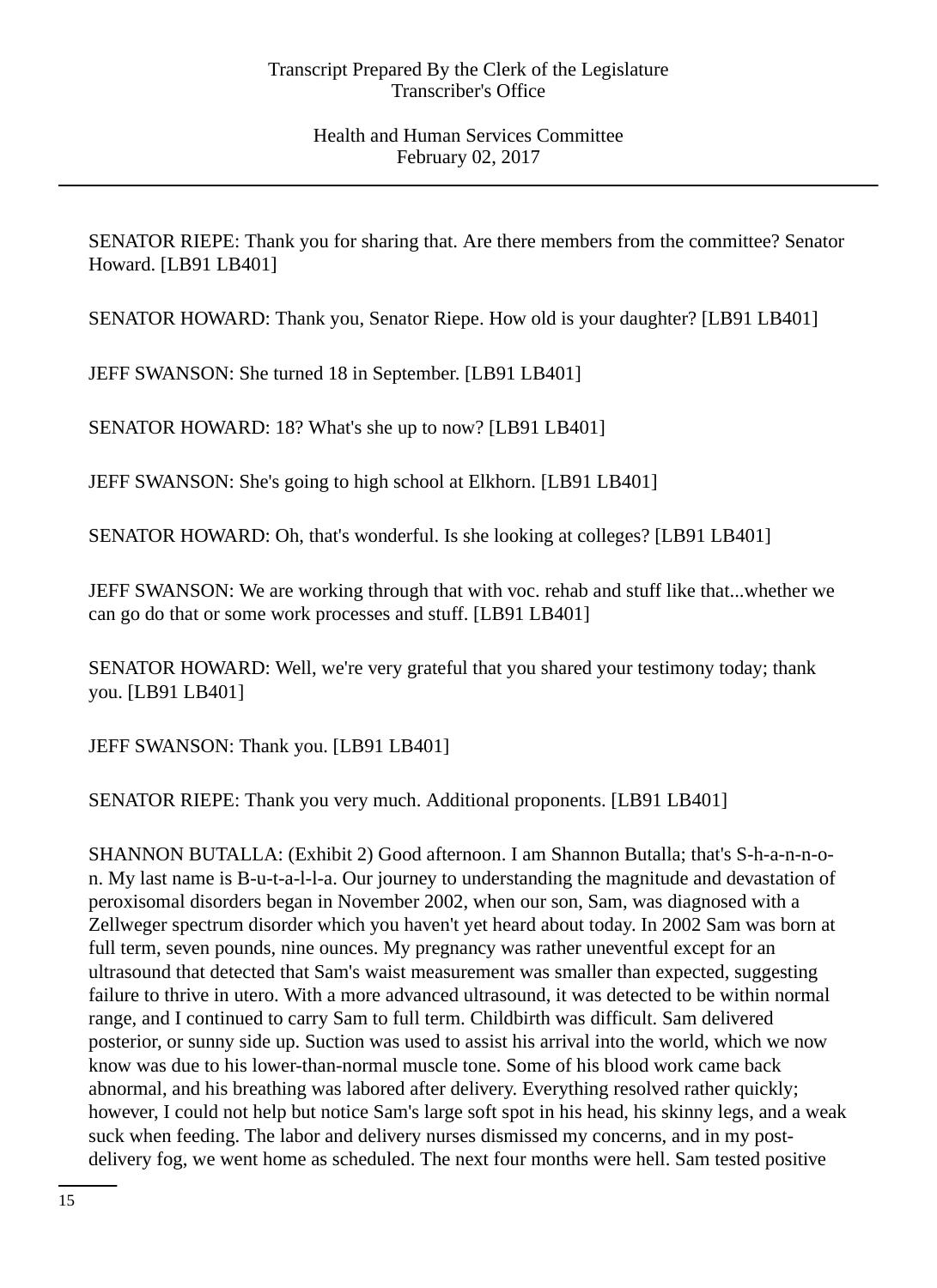SENATOR RIEPE: Thank you for sharing that. Are there members from the committee? Senator Howard. [LB91 LB401]

SENATOR HOWARD: Thank you, Senator Riepe. How old is your daughter? [LB91 LB401]

JEFF SWANSON: She turned 18 in September. [LB91 LB401]

SENATOR HOWARD: 18? What's she up to now? [LB91 LB401]

JEFF SWANSON: She's going to high school at Elkhorn. [LB91 LB401]

SENATOR HOWARD: Oh, that's wonderful. Is she looking at colleges? [LB91 LB401]

JEFF SWANSON: We are working through that with voc. rehab and stuff like that...whether we can go do that or some work processes and stuff. [LB91 LB401]

SENATOR HOWARD: Well, we're very grateful that you shared your testimony today; thank you. [LB91 LB401]

JEFF SWANSON: Thank you. [LB91 LB401]

SENATOR RIEPE: Thank you very much. Additional proponents. [LB91 LB401]

SHANNON BUTALLA: (Exhibit 2) Good afternoon. I am Shannon Butalla; that's S-h-a-n-n-o-n. My last name is B-u-t-a-l-l-a. Our journey to understanding the magnitude and devastation of peroxisomal disorders began in November 2002, when our son, Sam, was diagnosed with a Zellweger spectrum disorder which you haven't yet heard about today. In 2002 Sam was born at full term, seven pounds, nine ounces. My pregnancy was rather uneventful except for an ultrasound that detected that Sam's waist measurement was smaller than expected, suggesting failure to thrive in utero. With a more advanced ultrasound, it was detected to be within normal range, and I continued to carry Sam to full term. Childbirth was difficult. Sam delivered posterior, or sunny side up. Suction was used to assist his arrival into the world, which we now know was due to his lower-than-normal muscle tone. Some of his blood work came back abnormal, and his breathing was labored after delivery. Everything resolved rather quickly; however, I could not help but notice Sam's large soft spot in his head, his skinny legs, and a weak suck when feeding. The labor and delivery nurses dismissed my concerns, and in my post-delivery fog, we went home as scheduled. The next four months were hell. Sam tested positive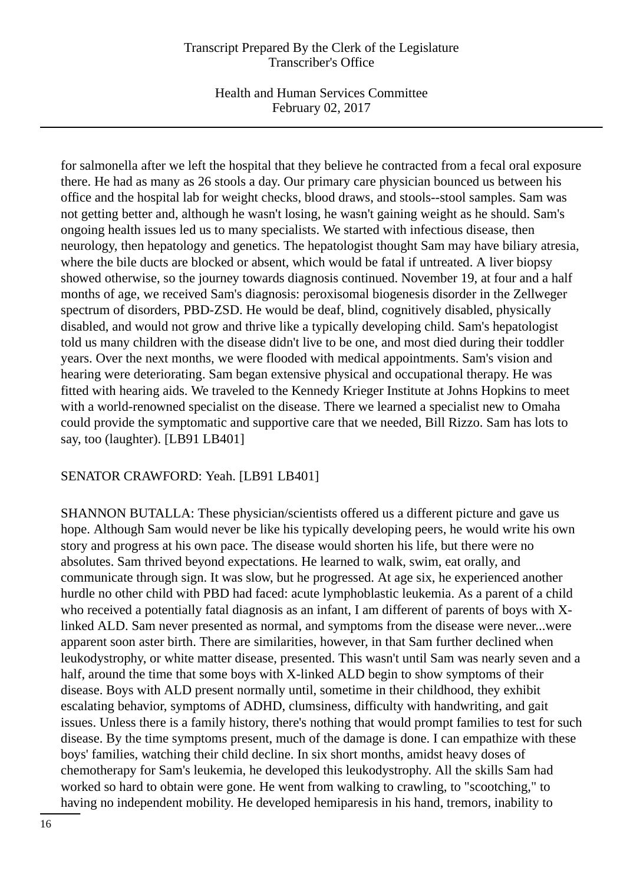for salmonella after we left the hospital that they believe he contracted from a fecal oral exposure there. He had as many as 26 stools a day. Our primary care physician bounced us between his office and the hospital lab for weight checks, blood draws, and stools--stool samples. Sam was not getting better and, although he wasn't losing, he wasn't gaining weight as he should. Sam's ongoing health issues led us to many specialists. We started with infectious disease, then neurology, then hepatology and genetics. The hepatologist thought Sam may have biliary atresia, where the bile ducts are blocked or absent, which would be fatal if untreated. A liver biopsy showed otherwise, so the journey towards diagnosis continued. November 19, at four and a half months of age, we received Sam's diagnosis: peroxisomal biogenesis disorder in the Zellweger spectrum of disorders, PBD-ZSD. He would be deaf, blind, cognitively disabled, physically disabled, and would not grow and thrive like a typically developing child. Sam's hepatologist told us many children with the disease didn't live to be one, and most died during their toddler years. Over the next months, we were flooded with medical appointments. Sam's vision and hearing were deteriorating. Sam began extensive physical and occupational therapy. He was fitted with hearing aids. We traveled to the Kennedy Krieger Institute at Johns Hopkins to meet with a world-renowned specialist on the disease. There we learned a specialist new to Omaha could provide the symptomatic and supportive care that we needed, Bill Rizzo. Sam has lots to say, too (laughter). [LB91 LB401]

SENATOR CRAWFORD: Yeah. [LB91 LB401]

SHANNON BUTALLA: These physician/scientists offered us a different picture and gave us hope. Although Sam would never be like his typically developing peers, he would write his own story and progress at his own pace. The disease would shorten his life, but there were no absolutes. Sam thrived beyond expectations. He learned to walk, swim, eat orally, and communicate through sign. It was slow, but he progressed. At age six, he experienced another hurdle no other child with PBD had faced: acute lymphoblastic leukemia. As a parent of a child who received a potentially fatal diagnosis as an infant, I am different of parents of boys with X-linked ALD. Sam never presented as normal, and symptoms from the disease were never...were apparent soon aster birth. There are similarities, however, in that Sam further declined when leukodystrophy, or white matter disease, presented. This wasn't until Sam was nearly seven and a half, around the time that some boys with X-linked ALD begin to show symptoms of their disease. Boys with ALD present normally until, sometime in their childhood, they exhibit escalating behavior, symptoms of ADHD, clumsiness, difficulty with handwriting, and gait issues. Unless there is a family history, there's nothing that would prompt families to test for such disease. By the time symptoms present, much of the damage is done. I can empathize with these boys' families, watching their child decline. In six short months, amidst heavy doses of chemotherapy for Sam's leukemia, he developed this leukodystrophy. All the skills Sam had worked so hard to obtain were gone. He went from walking to crawling, to "scootching," to having no independent mobility. He developed hemiparesis in his hand, tremors, inability to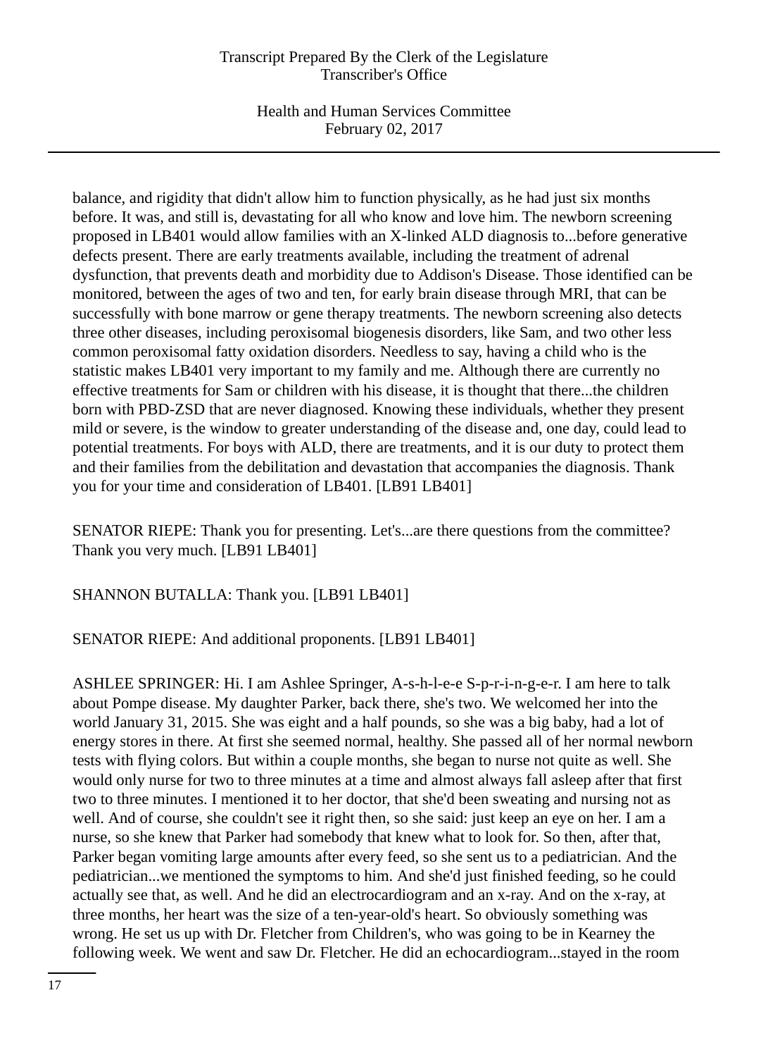balance, and rigidity that didn't allow him to function physically, as he had just six months before. It was, and still is, devastating for all who know and love him. The newborn screening proposed in LB401 would allow families with an X-linked ALD diagnosis to...before generative defects present. There are early treatments available, including the treatment of adrenal dysfunction, that prevents death and morbidity due to Addison's Disease. Those identified can be monitored, between the ages of two and ten, for early brain disease through MRI, that can be successfully with bone marrow or gene therapy treatments. The newborn screening also detects three other diseases, including peroxisomal biogenesis disorders, like Sam, and two other less common peroxisomal fatty oxidation disorders. Needless to say, having a child who is the statistic makes LB401 very important to my family and me. Although there are currently no effective treatments for Sam or children with his disease, it is thought that there...the children born with PBD-ZSD that are never diagnosed. Knowing these individuals, whether they present mild or severe, is the window to greater understanding of the disease and, one day, could lead to potential treatments. For boys with ALD, there are treatments, and it is our duty to protect them and their families from the debilitation and devastation that accompanies the diagnosis. Thank you for your time and consideration of LB401. [LB91 LB401]

SENATOR RIEPE: Thank you for presenting. Let's...are there questions from the committee? Thank you very much. [LB91 LB401]

SHANNON BUTALLA: Thank you. [LB91 LB401]

SENATOR RIEPE: And additional proponents. [LB91 LB401]

ASHLEE SPRINGER: Hi. I am Ashlee Springer, A-s-h-l-e-e S-p-r-i-n-g-e-r. I am here to talk about Pompe disease. My daughter Parker, back there, she's two. We welcomed her into the world January 31, 2015. She was eight and a half pounds, so she was a big baby, had a lot of energy stores in there. At first she seemed normal, healthy. She passed all of her normal newborn tests with flying colors. But within a couple months, she began to nurse not quite as well. She would only nurse for two to three minutes at a time and almost always fall asleep after that first two to three minutes. I mentioned it to her doctor, that she'd been sweating and nursing not as well. And of course, she couldn't see it right then, so she said: just keep an eye on her. I am a nurse, so she knew that Parker had somebody that knew what to look for. So then, after that, Parker began vomiting large amounts after every feed, so she sent us to a pediatrician. And the pediatrician...we mentioned the symptoms to him. And she'd just finished feeding, so he could actually see that, as well. And he did an electrocardiogram and an x-ray. And on the x-ray, at three months, her heart was the size of a ten-year-old's heart. So obviously something was wrong. He set us up with Dr. Fletcher from Children's, who was going to be in Kearney the following week. We went and saw Dr. Fletcher. He did an echocardiogram...stayed in the room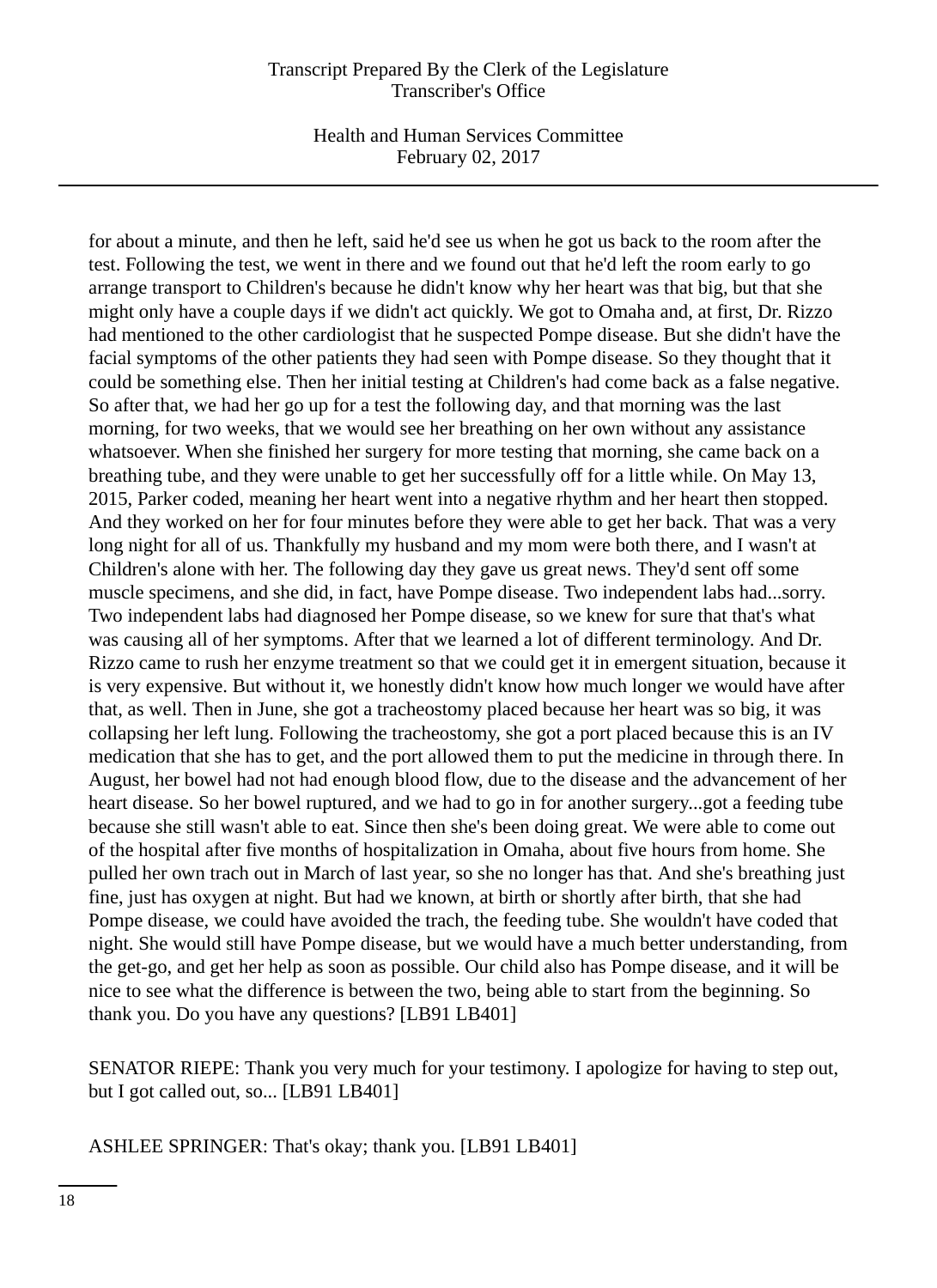for about a minute, and then he left, said he'd see us when he got us back to the room after the test. Following the test, we went in there and we found out that he'd left the room early to go arrange transport to Children's because he didn't know why her heart was that big, but that she might only have a couple days if we didn't act quickly. We got to Omaha and, at first, Dr. Rizzo had mentioned to the other cardiologist that he suspected Pompe disease. But she didn't have the facial symptoms of the other patients they had seen with Pompe disease. So they thought that it could be something else. Then her initial testing at Children's had come back as a false negative. So after that, we had her go up for a test the following day, and that morning was the last morning, for two weeks, that we would see her breathing on her own without any assistance whatsoever. When she finished her surgery for more testing that morning, she came back on a breathing tube, and they were unable to get her successfully off for a little while. On May 13, 2015, Parker coded, meaning her heart went into a negative rhythm and her heart then stopped. And they worked on her for four minutes before they were able to get her back. That was a very long night for all of us. Thankfully my husband and my mom were both there, and I wasn't at Children's alone with her. The following day they gave us great news. They'd sent off some muscle specimens, and she did, in fact, have Pompe disease. Two independent labs had...sorry. Two independent labs had diagnosed her Pompe disease, so we knew for sure that that's what was causing all of her symptoms. After that we learned a lot of different terminology. And Dr. Rizzo came to rush her enzyme treatment so that we could get it in emergent situation, because it is very expensive. But without it, we honestly didn't know how much longer we would have after that, as well. Then in June, she got a tracheostomy placed because her heart was so big, it was collapsing her left lung. Following the tracheostomy, she got a port placed because this is an IV medication that she has to get, and the port allowed them to put the medicine in through there. In August, her bowel had not had enough blood flow, due to the disease and the advancement of her heart disease. So her bowel ruptured, and we had to go in for another surgery...got a feeding tube because she still wasn't able to eat. Since then she's been doing great. We were able to come out of the hospital after five months of hospitalization in Omaha, about five hours from home. She pulled her own trach out in March of last year, so she no longer has that. And she's breathing just fine, just has oxygen at night. But had we known, at birth or shortly after birth, that she had Pompe disease, we could have avoided the trach, the feeding tube. She wouldn't have coded that night. She would still have Pompe disease, but we would have a much better understanding, from the get-go, and get her help as soon as possible. Our child also has Pompe disease, and it will be nice to see what the difference is between the two, being able to start from the beginning. So thank you. Do you have any questions? [LB91 LB401]

SENATOR RIEPE: Thank you very much for your testimony. I apologize for having to step out, but I got called out, so... [LB91 LB401]

ASHLEE SPRINGER: That's okay; thank you. [LB91 LB401]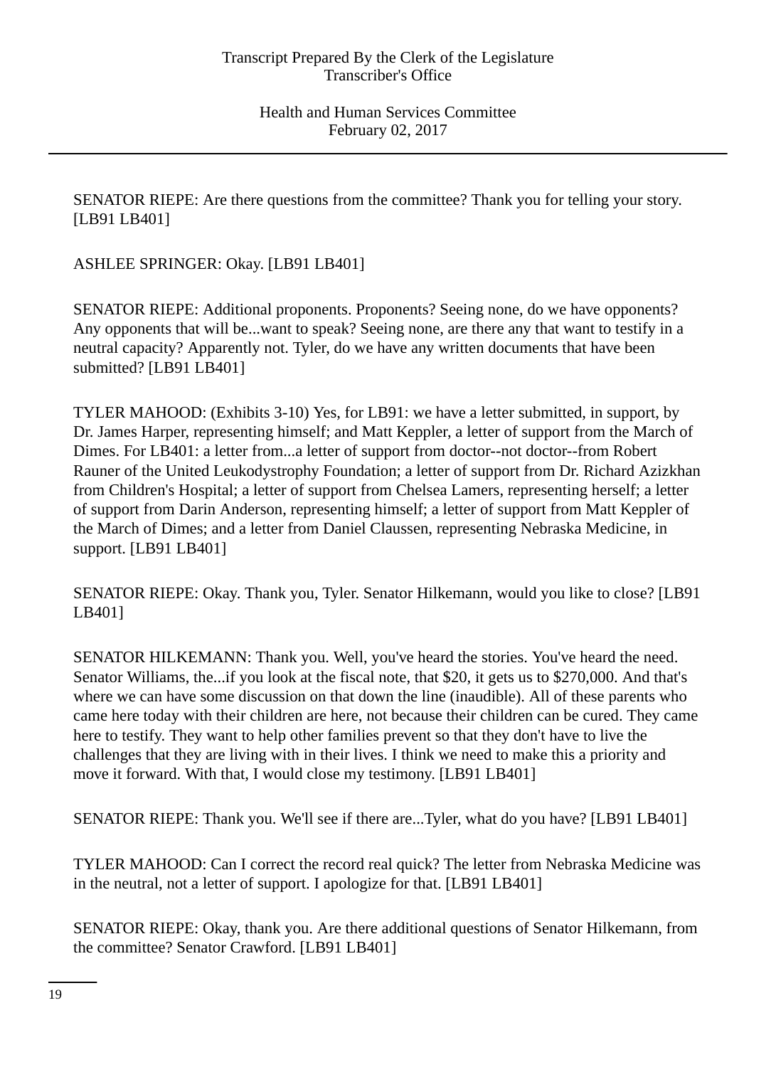SENATOR RIEPE: Are there questions from the committee? Thank you for telling your story. [LB91 LB401]

ASHLEE SPRINGER: Okay. [LB91 LB401]

SENATOR RIEPE: Additional proponents. Proponents? Seeing none, do we have opponents? Any opponents that will be...want to speak? Seeing none, are there any that want to testify in a neutral capacity? Apparently not. Tyler, do we have any written documents that have been submitted? [LB91 LB401]

TYLER MAHOOD: (Exhibits 3-10) Yes, for LB91: we have a letter submitted, in support, by Dr. James Harper, representing himself; and Matt Keppler, a letter of support from the March of Dimes. For LB401: a letter from...a letter of support from doctor--not doctor--from Robert Rauner of the United Leukodystrophy Foundation; a letter of support from Dr. Richard Azizkhan from Children's Hospital; a letter of support from Chelsea Lamers, representing herself; a letter of support from Darin Anderson, representing himself; a letter of support from Matt Keppler of the March of Dimes; and a letter from Daniel Claussen, representing Nebraska Medicine, in support. [LB91 LB401]

SENATOR RIEPE: Okay. Thank you, Tyler. Senator Hilkemann, would you like to close? [LB91 LB401]

SENATOR HILKEMANN: Thank you. Well, you've heard the stories. You've heard the need. Senator Williams, the...if you look at the fiscal note, that $20, it gets us to $270,000. And that's where we can have some discussion on that down the line (inaudible). All of these parents who came here today with their children are here, not because their children can be cured. They came here to testify. They want to help other families prevent so that they don't have to live the challenges that they are living with in their lives. I think we need to make this a priority and move it forward. With that, I would close my testimony. [LB91 LB401]

SENATOR RIEPE: Thank you. We'll see if there are...Tyler, what do you have? [LB91 LB401]

TYLER MAHOOD: Can I correct the record real quick? The letter from Nebraska Medicine was in the neutral, not a letter of support. I apologize for that. [LB91 LB401]

SENATOR RIEPE: Okay, thank you. Are there additional questions of Senator Hilkemann, from the committee? Senator Crawford. [LB91 LB401]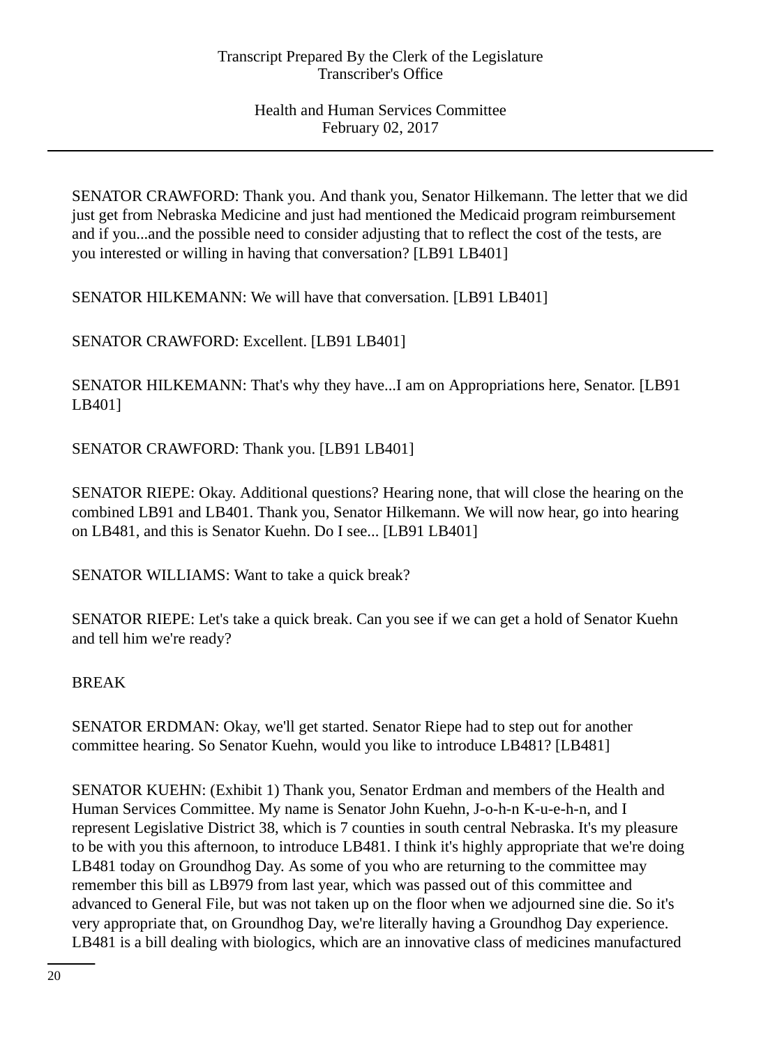SENATOR CRAWFORD: Thank you. And thank you, Senator Hilkemann. The letter that we did just get from Nebraska Medicine and just had mentioned the Medicaid program reimbursement and if you...and the possible need to consider adjusting that to reflect the cost of the tests, are you interested or willing in having that conversation? [LB91 LB401]

SENATOR HILKEMANN: We will have that conversation. [LB91 LB401]

SENATOR CRAWFORD: Excellent. [LB91 LB401]

SENATOR HILKEMANN: That's why they have...I am on Appropriations here, Senator. [LB91 LB401]

SENATOR CRAWFORD: Thank you. [LB91 LB401]

SENATOR RIEPE: Okay. Additional questions? Hearing none, that will close the hearing on the combined LB91 and LB401. Thank you, Senator Hilkemann. We will now hear, go into hearing on LB481, and this is Senator Kuehn. Do I see... [LB91 LB401]

SENATOR WILLIAMS: Want to take a quick break?

SENATOR RIEPE: Let's take a quick break. Can you see if we can get a hold of Senator Kuehn and tell him we're ready?

BREAK

SENATOR ERDMAN: Okay, we'll get started. Senator Riepe had to step out for another committee hearing. So Senator Kuehn, would you like to introduce LB481? [LB481]

SENATOR KUEHN: (Exhibit 1) Thank you, Senator Erdman and members of the Health and Human Services Committee. My name is Senator John Kuehn, J-o-h-n K-u-e-h-n, and I represent Legislative District 38, which is 7 counties in south central Nebraska. It's my pleasure to be with you this afternoon, to introduce LB481. I think it's highly appropriate that we're doing LB481 today on Groundhog Day. As some of you who are returning to the committee may remember this bill as LB979 from last year, which was passed out of this committee and advanced to General File, but was not taken up on the floor when we adjourned sine die. So it's very appropriate that, on Groundhog Day, we're literally having a Groundhog Day experience. LB481 is a bill dealing with biologics, which are an innovative class of medicines manufactured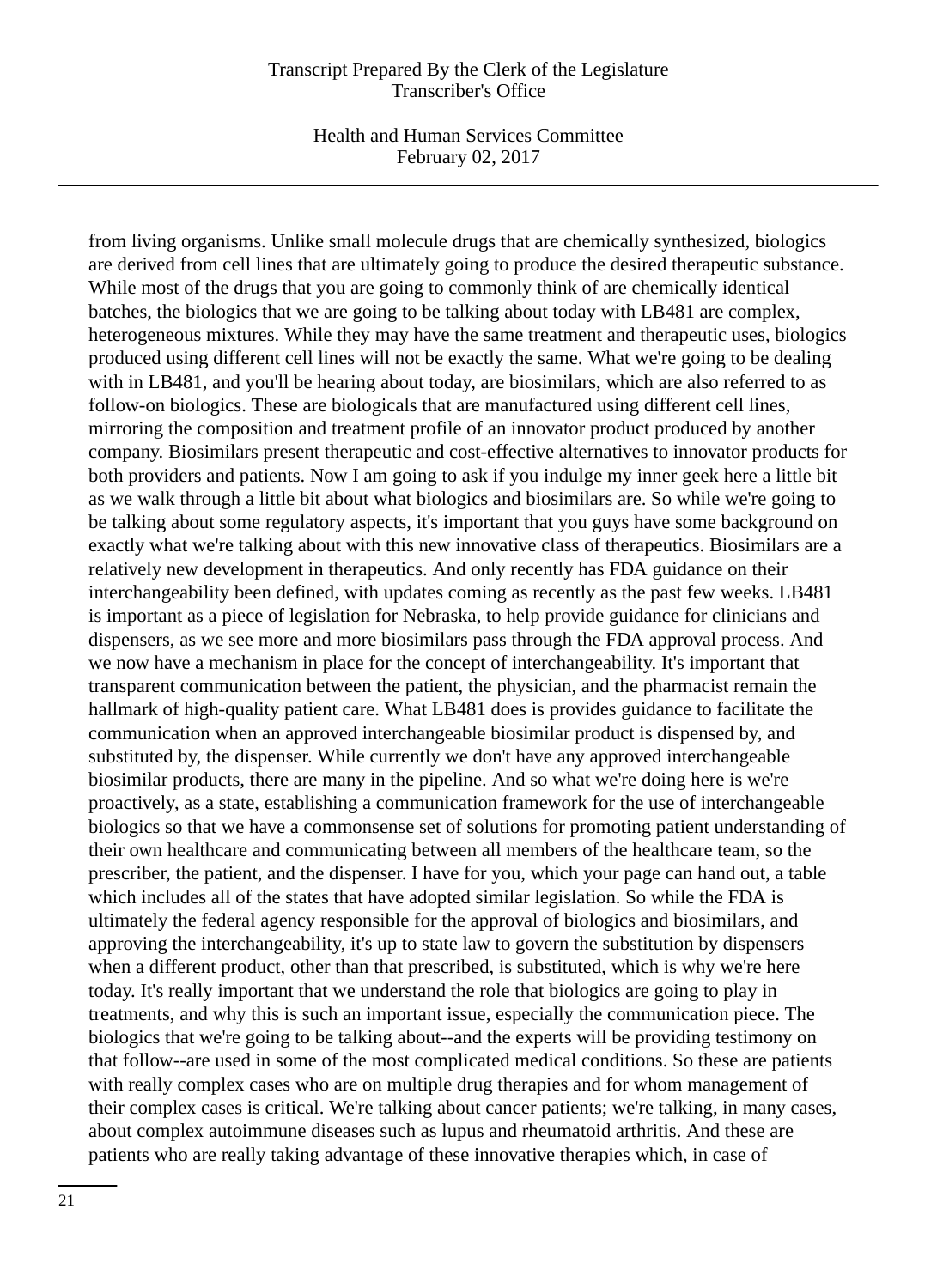from living organisms. Unlike small molecule drugs that are chemically synthesized, biologics are derived from cell lines that are ultimately going to produce the desired therapeutic substance. While most of the drugs that you are going to commonly think of are chemically identical batches, the biologics that we are going to be talking about today with LB481 are complex, heterogeneous mixtures. While they may have the same treatment and therapeutic uses, biologics produced using different cell lines will not be exactly the same. What we're going to be dealing with in LB481, and you'll be hearing about today, are biosimilars, which are also referred to as follow-on biologics. These are biologicals that are manufactured using different cell lines, mirroring the composition and treatment profile of an innovator product produced by another company. Biosimilars present therapeutic and cost-effective alternatives to innovator products for both providers and patients. Now I am going to ask if you indulge my inner geek here a little bit as we walk through a little bit about what biologics and biosimilars are. So while we're going to be talking about some regulatory aspects, it's important that you guys have some background on exactly what we're talking about with this new innovative class of therapeutics. Biosimilars are a relatively new development in therapeutics. And only recently has FDA guidance on their interchangeability been defined, with updates coming as recently as the past few weeks. LB481 is important as a piece of legislation for Nebraska, to help provide guidance for clinicians and dispensers, as we see more and more biosimilars pass through the FDA approval process. And we now have a mechanism in place for the concept of interchangeability. It's important that transparent communication between the patient, the physician, and the pharmacist remain the hallmark of high-quality patient care. What LB481 does is provides guidance to facilitate the communication when an approved interchangeable biosimilar product is dispensed by, and substituted by, the dispenser. While currently we don't have any approved interchangeable biosimilar products, there are many in the pipeline. And so what we're doing here is we're proactively, as a state, establishing a communication framework for the use of interchangeable biologics so that we have a commonsense set of solutions for promoting patient understanding of their own healthcare and communicating between all members of the healthcare team, so the prescriber, the patient, and the dispenser. I have for you, which your page can hand out, a table which includes all of the states that have adopted similar legislation. So while the FDA is ultimately the federal agency responsible for the approval of biologics and biosimilars, and approving the interchangeability, it's up to state law to govern the substitution by dispensers when a different product, other than that prescribed, is substituted, which is why we're here today. It's really important that we understand the role that biologics are going to play in treatments, and why this is such an important issue, especially the communication piece. The biologics that we're going to be talking about--and the experts will be providing testimony on that follow--are used in some of the most complicated medical conditions. So these are patients with really complex cases who are on multiple drug therapies and for whom management of their complex cases is critical. We're talking about cancer patients; we're talking, in many cases, about complex autoimmune diseases such as lupus and rheumatoid arthritis. And these are patients who are really taking advantage of these innovative therapies which, in case of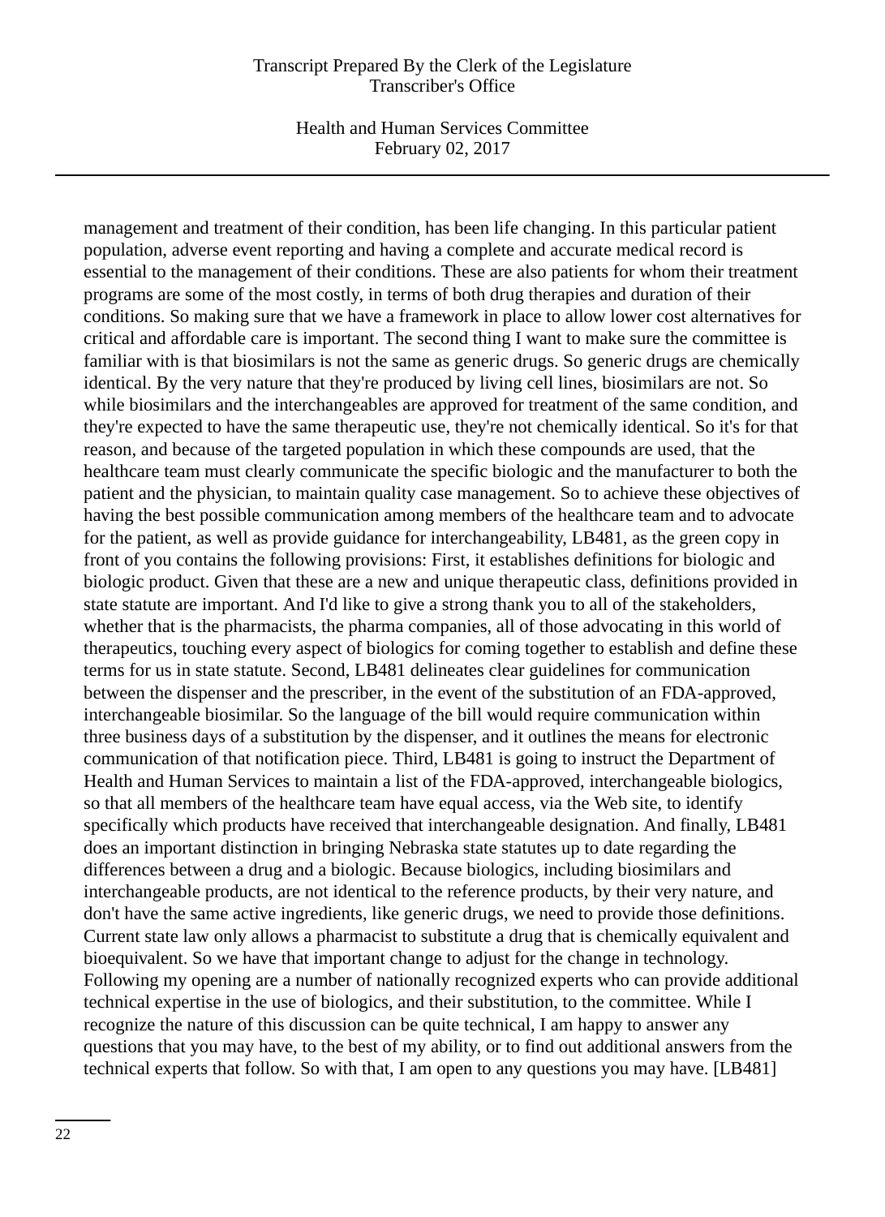management and treatment of their condition, has been life changing. In this particular patient population, adverse event reporting and having a complete and accurate medical record is essential to the management of their conditions. These are also patients for whom their treatment programs are some of the most costly, in terms of both drug therapies and duration of their conditions. So making sure that we have a framework in place to allow lower cost alternatives for critical and affordable care is important. The second thing I want to make sure the committee is familiar with is that biosimilars is not the same as generic drugs. So generic drugs are chemically identical. By the very nature that they're produced by living cell lines, biosimilars are not. So while biosimilars and the interchangeables are approved for treatment of the same condition, and they're expected to have the same therapeutic use, they're not chemically identical. So it's for that reason, and because of the targeted population in which these compounds are used, that the healthcare team must clearly communicate the specific biologic and the manufacturer to both the patient and the physician, to maintain quality case management. So to achieve these objectives of having the best possible communication among members of the healthcare team and to advocate for the patient, as well as provide guidance for interchangeability, LB481, as the green copy in front of you contains the following provisions: First, it establishes definitions for biologic and biologic product. Given that these are a new and unique therapeutic class, definitions provided in state statute are important. And I'd like to give a strong thank you to all of the stakeholders, whether that is the pharmacists, the pharma companies, all of those advocating in this world of therapeutics, touching every aspect of biologics for coming together to establish and define these terms for us in state statute. Second, LB481 delineates clear guidelines for communication between the dispenser and the prescriber, in the event of the substitution of an FDA-approved, interchangeable biosimilar. So the language of the bill would require communication within three business days of a substitution by the dispenser, and it outlines the means for electronic communication of that notification piece. Third, LB481 is going to instruct the Department of Health and Human Services to maintain a list of the FDA-approved, interchangeable biologics, so that all members of the healthcare team have equal access, via the Web site, to identify specifically which products have received that interchangeable designation. And finally, LB481 does an important distinction in bringing Nebraska state statutes up to date regarding the differences between a drug and a biologic. Because biologics, including biosimilars and interchangeable products, are not identical to the reference products, by their very nature, and don't have the same active ingredients, like generic drugs, we need to provide those definitions. Current state law only allows a pharmacist to substitute a drug that is chemically equivalent and bioequivalent. So we have that important change to adjust for the change in technology. Following my opening are a number of nationally recognized experts who can provide additional technical expertise in the use of biologics, and their substitution, to the committee. While I recognize the nature of this discussion can be quite technical, I am happy to answer any questions that you may have, to the best of my ability, or to find out additional answers from the technical experts that follow. So with that, I am open to any questions you may have. [LB481]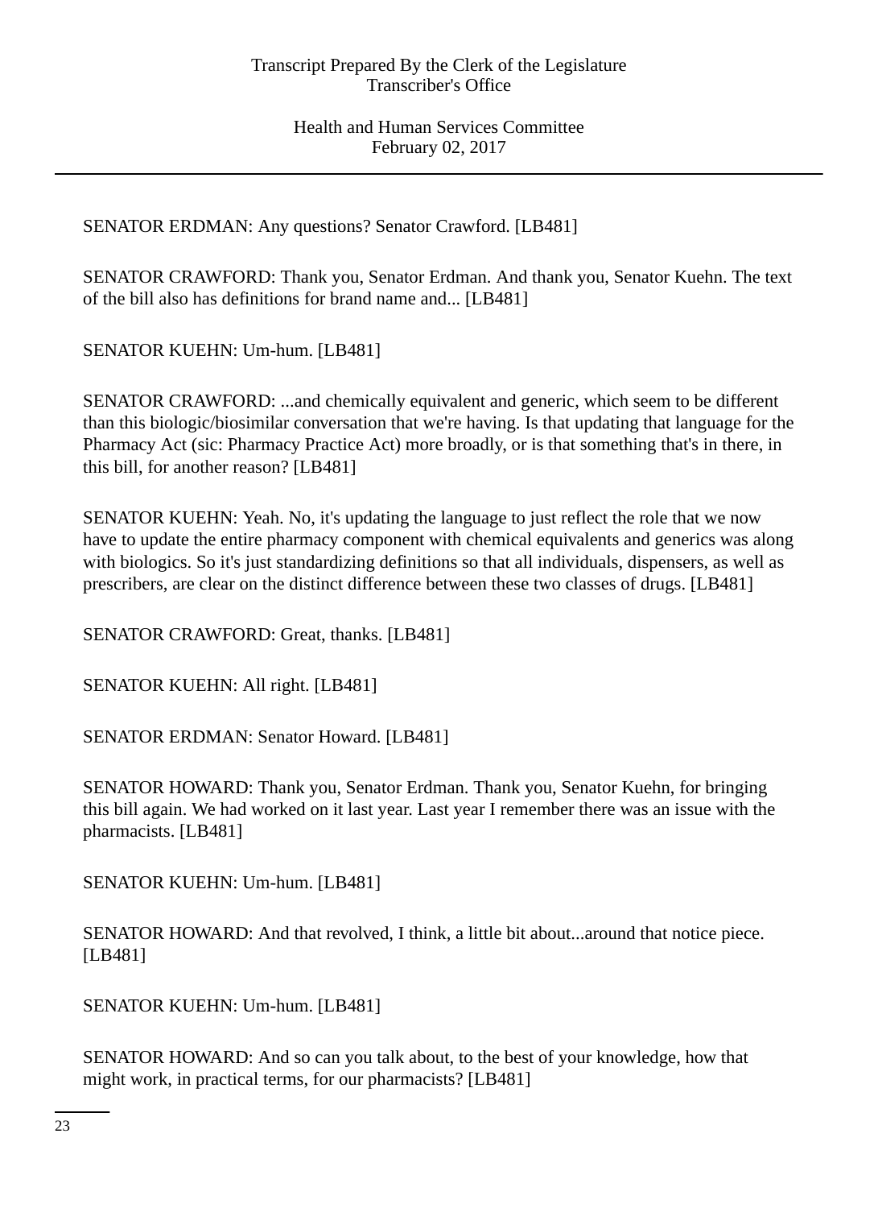SENATOR ERDMAN: Any questions? Senator Crawford. [LB481]

SENATOR CRAWFORD: Thank you, Senator Erdman. And thank you, Senator Kuehn. The text of the bill also has definitions for brand name and... [LB481]

SENATOR KUEHN: Um-hum. [LB481]

SENATOR CRAWFORD: ...and chemically equivalent and generic, which seem to be different than this biologic/biosimilar conversation that we're having. Is that updating that language for the Pharmacy Act (sic: Pharmacy Practice Act) more broadly, or is that something that's in there, in this bill, for another reason? [LB481]

SENATOR KUEHN: Yeah. No, it's updating the language to just reflect the role that we now have to update the entire pharmacy component with chemical equivalents and generics was along with biologics. So it's just standardizing definitions so that all individuals, dispensers, as well as prescribers, are clear on the distinct difference between these two classes of drugs. [LB481]

SENATOR CRAWFORD: Great, thanks. [LB481]

SENATOR KUEHN: All right. [LB481]

SENATOR ERDMAN: Senator Howard. [LB481]

SENATOR HOWARD: Thank you, Senator Erdman. Thank you, Senator Kuehn, for bringing this bill again. We had worked on it last year. Last year I remember there was an issue with the pharmacists. [LB481]

SENATOR KUEHN: Um-hum. [LB481]

SENATOR HOWARD: And that revolved, I think, a little bit about...around that notice piece. [LB481]

SENATOR KUEHN: Um-hum. [LB481]

SENATOR HOWARD: And so can you talk about, to the best of your knowledge, how that might work, in practical terms, for our pharmacists? [LB481]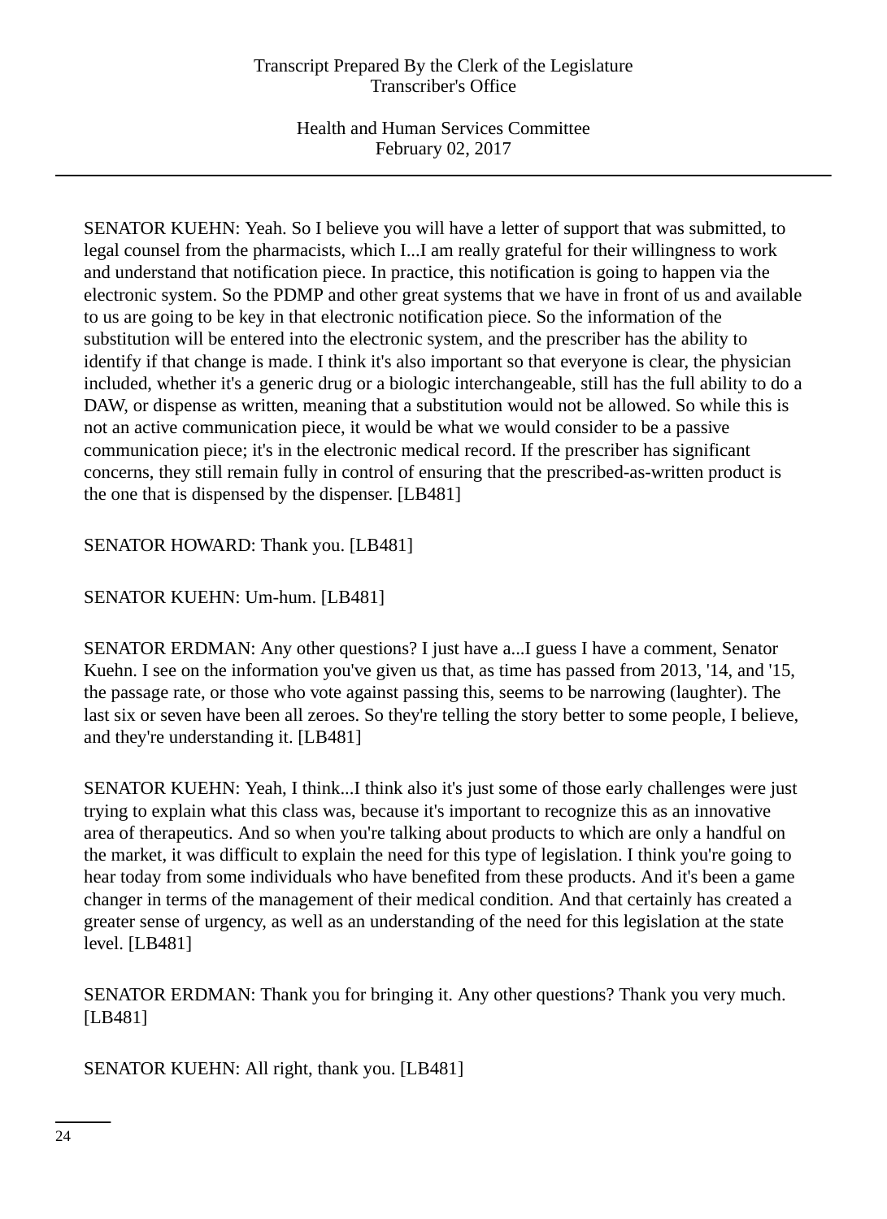SENATOR KUEHN: Yeah. So I believe you will have a letter of support that was submitted, to legal counsel from the pharmacists, which I...I am really grateful for their willingness to work and understand that notification piece. In practice, this notification is going to happen via the electronic system. So the PDMP and other great systems that we have in front of us and available to us are going to be key in that electronic notification piece. So the information of the substitution will be entered into the electronic system, and the prescriber has the ability to identify if that change is made. I think it's also important so that everyone is clear, the physician included, whether it's a generic drug or a biologic interchangeable, still has the full ability to do a DAW, or dispense as written, meaning that a substitution would not be allowed. So while this is not an active communication piece, it would be what we would consider to be a passive communication piece; it's in the electronic medical record. If the prescriber has significant concerns, they still remain fully in control of ensuring that the prescribed-as-written product is the one that is dispensed by the dispenser. [LB481]

SENATOR HOWARD: Thank you. [LB481]

SENATOR KUEHN: Um-hum. [LB481]

SENATOR ERDMAN: Any other questions? I just have a...I guess I have a comment, Senator Kuehn. I see on the information you've given us that, as time has passed from 2013, '14, and '15, the passage rate, or those who vote against passing this, seems to be narrowing (laughter). The last six or seven have been all zeroes. So they're telling the story better to some people, I believe, and they're understanding it. [LB481]

SENATOR KUEHN: Yeah, I think...I think also it's just some of those early challenges were just trying to explain what this class was, because it's important to recognize this as an innovative area of therapeutics. And so when you're talking about products to which are only a handful on the market, it was difficult to explain the need for this type of legislation. I think you're going to hear today from some individuals who have benefited from these products. And it's been a game changer in terms of the management of their medical condition. And that certainly has created a greater sense of urgency, as well as an understanding of the need for this legislation at the state level. [LB481]

SENATOR ERDMAN: Thank you for bringing it. Any other questions? Thank you very much. [LB481]

SENATOR KUEHN: All right, thank you. [LB481]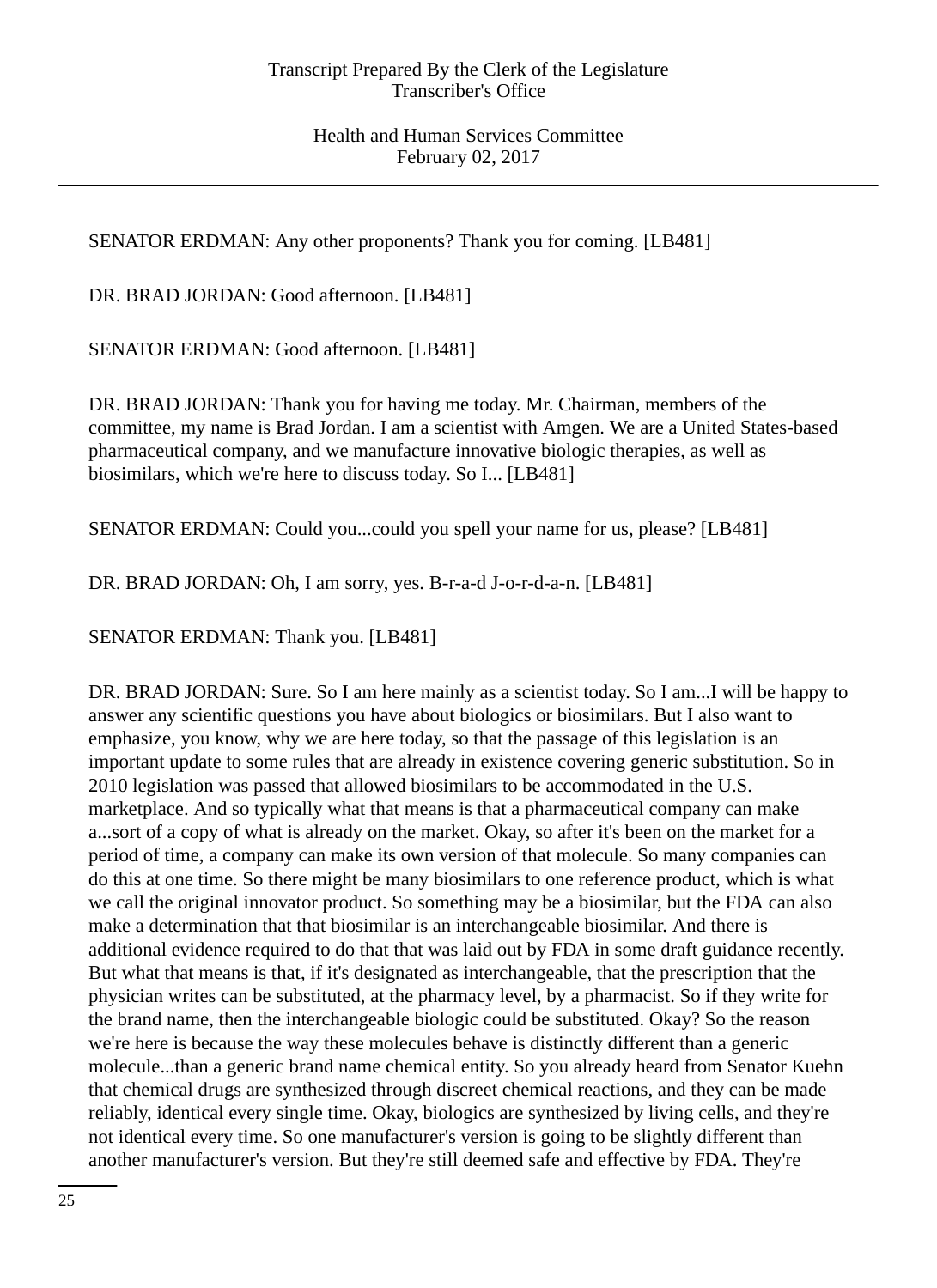SENATOR ERDMAN: Any other proponents? Thank you for coming. [LB481]

DR. BRAD JORDAN: Good afternoon. [LB481]

SENATOR ERDMAN: Good afternoon. [LB481]

DR. BRAD JORDAN: Thank you for having me today. Mr. Chairman, members of the committee, my name is Brad Jordan. I am a scientist with Amgen. We are a United States-based pharmaceutical company, and we manufacture innovative biologic therapies, as well as biosimilars, which we're here to discuss today. So I... [LB481]

SENATOR ERDMAN: Could you...could you spell your name for us, please? [LB481]

DR. BRAD JORDAN: Oh, I am sorry, yes. B-r-a-d J-o-r-d-a-n. [LB481]

SENATOR ERDMAN: Thank you. [LB481]

DR. BRAD JORDAN: Sure. So I am here mainly as a scientist today. So I am...I will be happy to answer any scientific questions you have about biologics or biosimilars. But I also want to emphasize, you know, why we are here today, so that the passage of this legislation is an important update to some rules that are already in existence covering generic substitution. So in 2010 legislation was passed that allowed biosimilars to be accommodated in the U.S. marketplace. And so typically what that means is that a pharmaceutical company can make a...sort of a copy of what is already on the market. Okay, so after it's been on the market for a period of time, a company can make its own version of that molecule. So many companies can do this at one time. So there might be many biosimilars to one reference product, which is what we call the original innovator product. So something may be a biosimilar, but the FDA can also make a determination that that biosimilar is an interchangeable biosimilar. And there is additional evidence required to do that that was laid out by FDA in some draft guidance recently. But what that means is that, if it's designated as interchangeable, that the prescription that the physician writes can be substituted, at the pharmacy level, by a pharmacist. So if they write for the brand name, then the interchangeable biologic could be substituted. Okay? So the reason we're here is because the way these molecules behave is distinctly different than a generic molecule...than a generic brand name chemical entity. So you already heard from Senator Kuehn that chemical drugs are synthesized through discreet chemical reactions, and they can be made reliably, identical every single time. Okay, biologics are synthesized by living cells, and they're not identical every time. So one manufacturer's version is going to be slightly different than another manufacturer's version. But they're still deemed safe and effective by FDA. They're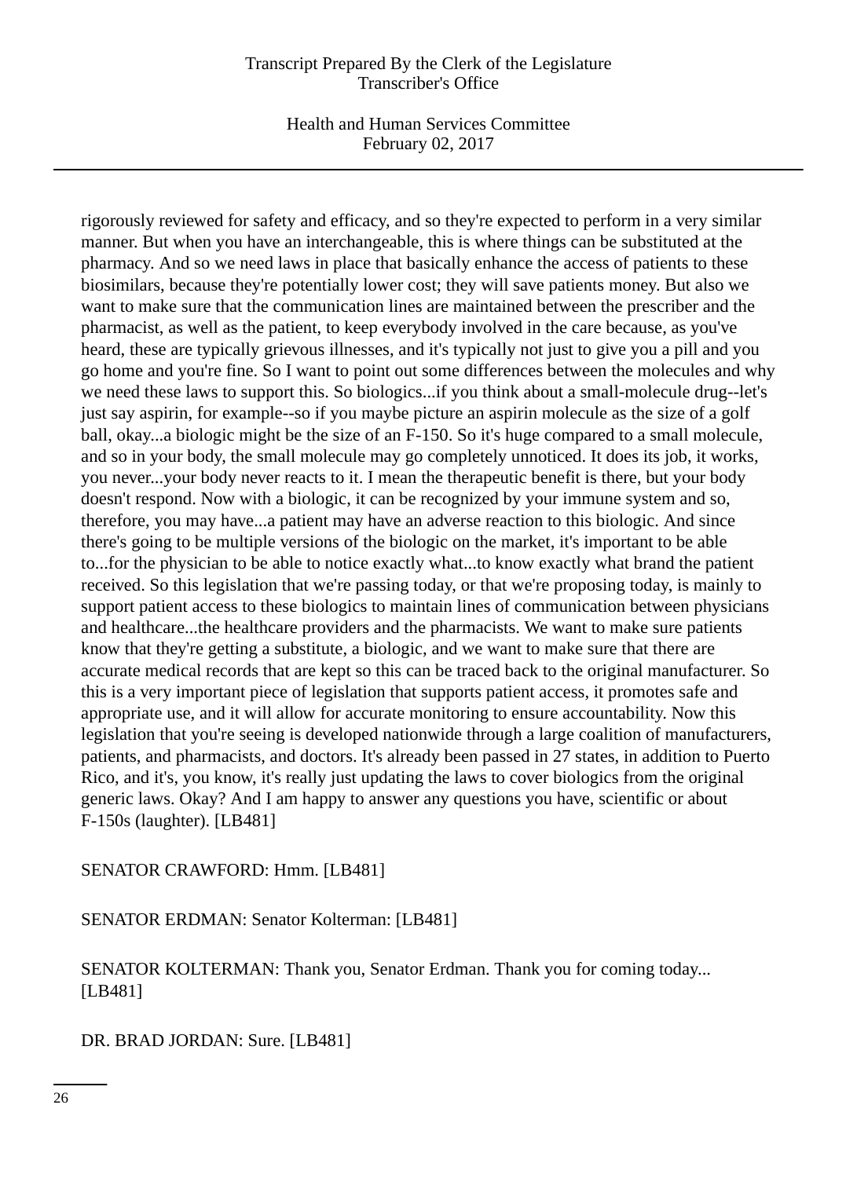rigorously reviewed for safety and efficacy, and so they're expected to perform in a very similar manner. But when you have an interchangeable, this is where things can be substituted at the pharmacy. And so we need laws in place that basically enhance the access of patients to these biosimilars, because they're potentially lower cost; they will save patients money. But also we want to make sure that the communication lines are maintained between the prescriber and the pharmacist, as well as the patient, to keep everybody involved in the care because, as you've heard, these are typically grievous illnesses, and it's typically not just to give you a pill and you go home and you're fine. So I want to point out some differences between the molecules and why we need these laws to support this. So biologics...if you think about a small-molecule drug--let's just say aspirin, for example--so if you maybe picture an aspirin molecule as the size of a golf ball, okay...a biologic might be the size of an F-150. So it's huge compared to a small molecule, and so in your body, the small molecule may go completely unnoticed. It does its job, it works, you never...your body never reacts to it. I mean the therapeutic benefit is there, but your body doesn't respond. Now with a biologic, it can be recognized by your immune system and so, therefore, you may have...a patient may have an adverse reaction to this biologic. And since there's going to be multiple versions of the biologic on the market, it's important to be able to...for the physician to be able to notice exactly what...to know exactly what brand the patient received. So this legislation that we're passing today, or that we're proposing today, is mainly to support patient access to these biologics to maintain lines of communication between physicians and healthcare...the healthcare providers and the pharmacists. We want to make sure patients know that they're getting a substitute, a biologic, and we want to make sure that there are accurate medical records that are kept so this can be traced back to the original manufacturer. So this is a very important piece of legislation that supports patient access, it promotes safe and appropriate use, and it will allow for accurate monitoring to ensure accountability. Now this legislation that you're seeing is developed nationwide through a large coalition of manufacturers, patients, and pharmacists, and doctors. It's already been passed in 27 states, in addition to Puerto Rico, and it's, you know, it's really just updating the laws to cover biologics from the original generic laws. Okay? And I am happy to answer any questions you have, scientific or about F-150s (laughter). [LB481]

SENATOR CRAWFORD: Hmm. [LB481]

SENATOR ERDMAN: Senator Kolterman: [LB481]

SENATOR KOLTERMAN: Thank you, Senator Erdman. Thank you for coming today... [LB481]

DR. BRAD JORDAN: Sure. [LB481]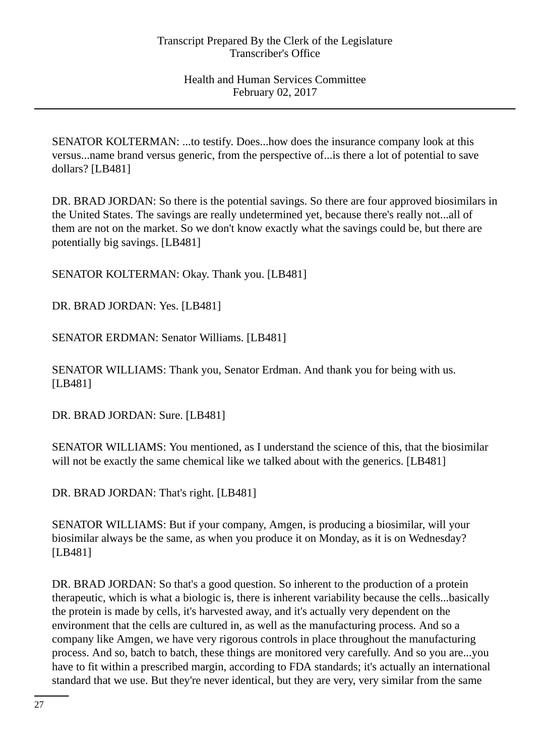SENATOR KOLTERMAN: ...to testify. Does...how does the insurance company look at this versus...name brand versus generic, from the perspective of...is there a lot of potential to save dollars? [LB481]

DR. BRAD JORDAN: So there is the potential savings. So there are four approved biosimilars in the United States. The savings are really undetermined yet, because there's really not...all of them are not on the market. So we don't know exactly what the savings could be, but there are potentially big savings. [LB481]

SENATOR KOLTERMAN: Okay. Thank you. [LB481]

DR. BRAD JORDAN: Yes. [LB481]

SENATOR ERDMAN: Senator Williams. [LB481]

SENATOR WILLIAMS: Thank you, Senator Erdman. And thank you for being with us. [LB481]

DR. BRAD JORDAN: Sure. [LB481]

SENATOR WILLIAMS: You mentioned, as I understand the science of this, that the biosimilar will not be exactly the same chemical like we talked about with the generics. [LB481]

DR. BRAD JORDAN: That's right. [LB481]

SENATOR WILLIAMS: But if your company, Amgen, is producing a biosimilar, will your biosimilar always be the same, as when you produce it on Monday, as it is on Wednesday? [LB481]

DR. BRAD JORDAN: So that's a good question. So inherent to the production of a protein therapeutic, which is what a biologic is, there is inherent variability because the cells...basically the protein is made by cells, it's harvested away, and it's actually very dependent on the environment that the cells are cultured in, as well as the manufacturing process. And so a company like Amgen, we have very rigorous controls in place throughout the manufacturing process. And so, batch to batch, these things are monitored very carefully. And so you are...you have to fit within a prescribed margin, according to FDA standards; it's actually an international standard that we use. But they're never identical, but they are very, very similar from the same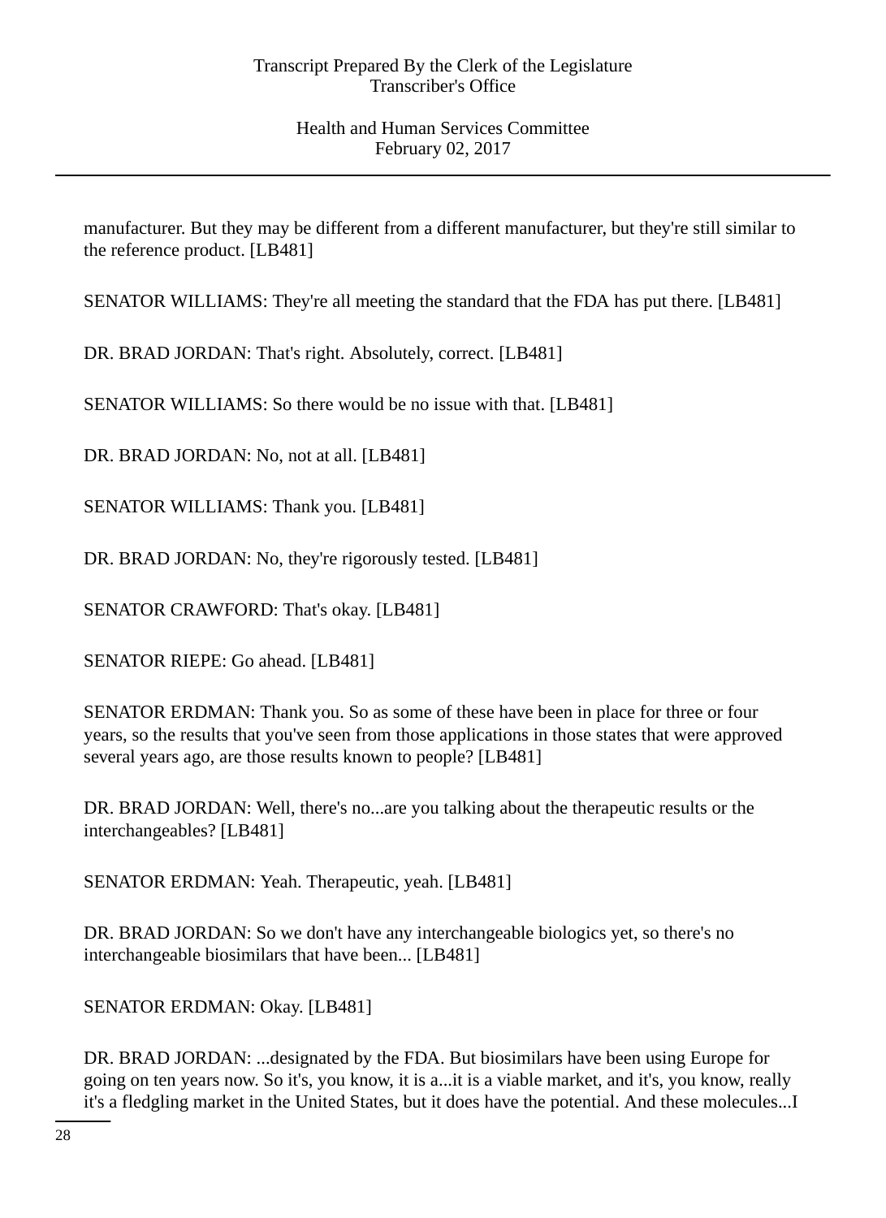manufacturer. But they may be different from a different manufacturer, but they're still similar to the reference product. [LB481]

SENATOR WILLIAMS: They're all meeting the standard that the FDA has put there. [LB481]

DR. BRAD JORDAN: That's right. Absolutely, correct. [LB481]

SENATOR WILLIAMS: So there would be no issue with that. [LB481]

DR. BRAD JORDAN: No, not at all. [LB481]

SENATOR WILLIAMS: Thank you. [LB481]

DR. BRAD JORDAN: No, they're rigorously tested. [LB481]

SENATOR CRAWFORD: That's okay. [LB481]

SENATOR RIEPE: Go ahead. [LB481]

SENATOR ERDMAN: Thank you. So as some of these have been in place for three or four years, so the results that you've seen from those applications in those states that were approved several years ago, are those results known to people? [LB481]

DR. BRAD JORDAN: Well, there's no...are you talking about the therapeutic results or the interchangeables? [LB481]

SENATOR ERDMAN: Yeah. Therapeutic, yeah. [LB481]

DR. BRAD JORDAN: So we don't have any interchangeable biologics yet, so there's no interchangeable biosimilars that have been... [LB481]

SENATOR ERDMAN: Okay. [LB481]

DR. BRAD JORDAN: ...designated by the FDA. But biosimilars have been using Europe for going on ten years now. So it's, you know, it is a...it is a viable market, and it's, you know, really it's a fledgling market in the United States, but it does have the potential. And these molecules...I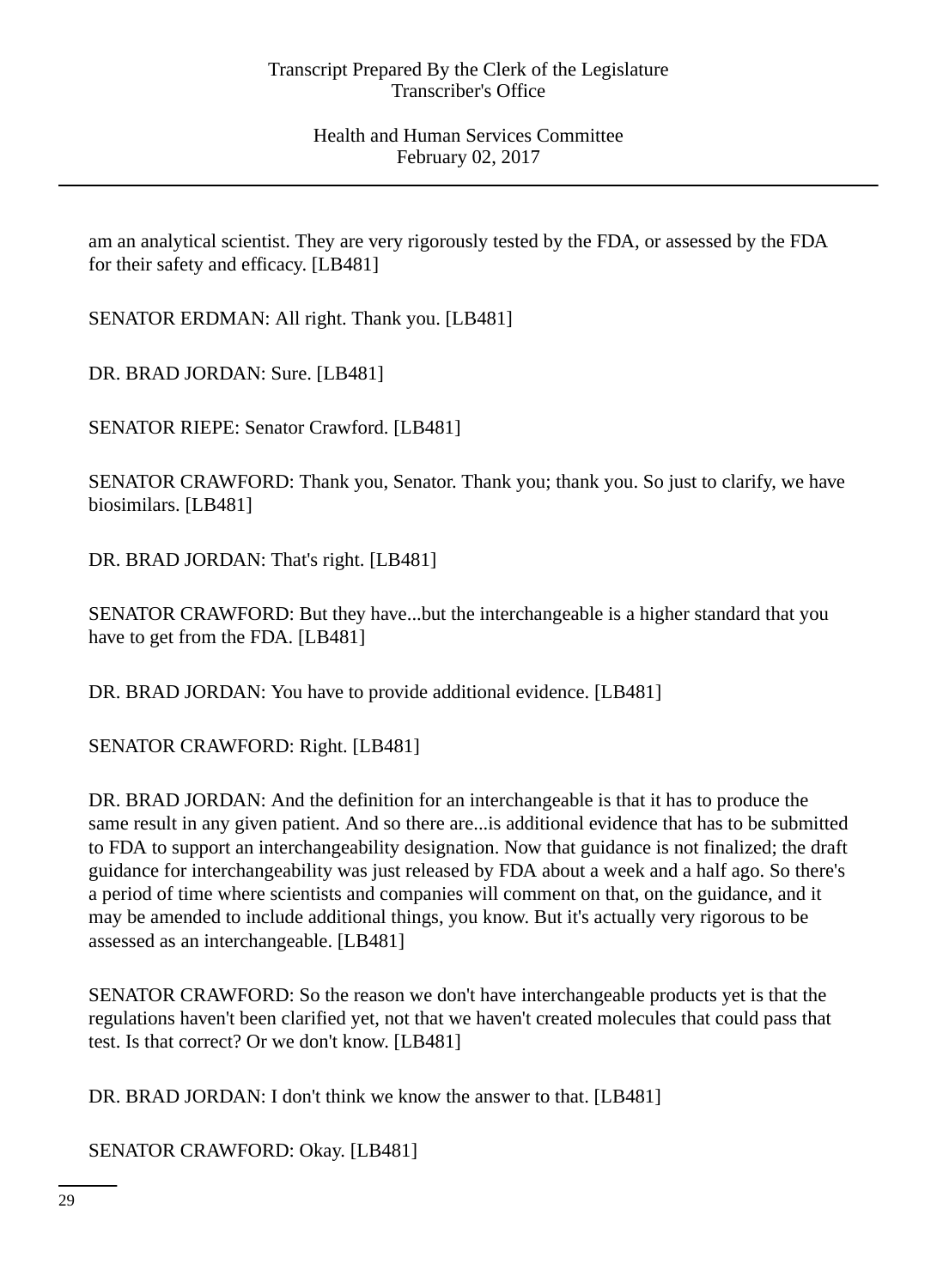am an analytical scientist. They are very rigorously tested by the FDA, or assessed by the FDA for their safety and efficacy. [LB481]

SENATOR ERDMAN: All right. Thank you. [LB481]

DR. BRAD JORDAN: Sure. [LB481]

SENATOR RIEPE: Senator Crawford. [LB481]

SENATOR CRAWFORD: Thank you, Senator. Thank you; thank you. So just to clarify, we have biosimilars. [LB481]

DR. BRAD JORDAN: That's right. [LB481]

SENATOR CRAWFORD: But they have...but the interchangeable is a higher standard that you have to get from the FDA. [LB481]

DR. BRAD JORDAN: You have to provide additional evidence. [LB481]

SENATOR CRAWFORD: Right. [LB481]

DR. BRAD JORDAN: And the definition for an interchangeable is that it has to produce the same result in any given patient. And so there are...is additional evidence that has to be submitted to FDA to support an interchangeability designation. Now that guidance is not finalized; the draft guidance for interchangeability was just released by FDA about a week and a half ago. So there's a period of time where scientists and companies will comment on that, on the guidance, and it may be amended to include additional things, you know. But it's actually very rigorous to be assessed as an interchangeable. [LB481]

SENATOR CRAWFORD: So the reason we don't have interchangeable products yet is that the regulations haven't been clarified yet, not that we haven't created molecules that could pass that test. Is that correct? Or we don't know. [LB481]

DR. BRAD JORDAN: I don't think we know the answer to that. [LB481]

SENATOR CRAWFORD: Okay. [LB481]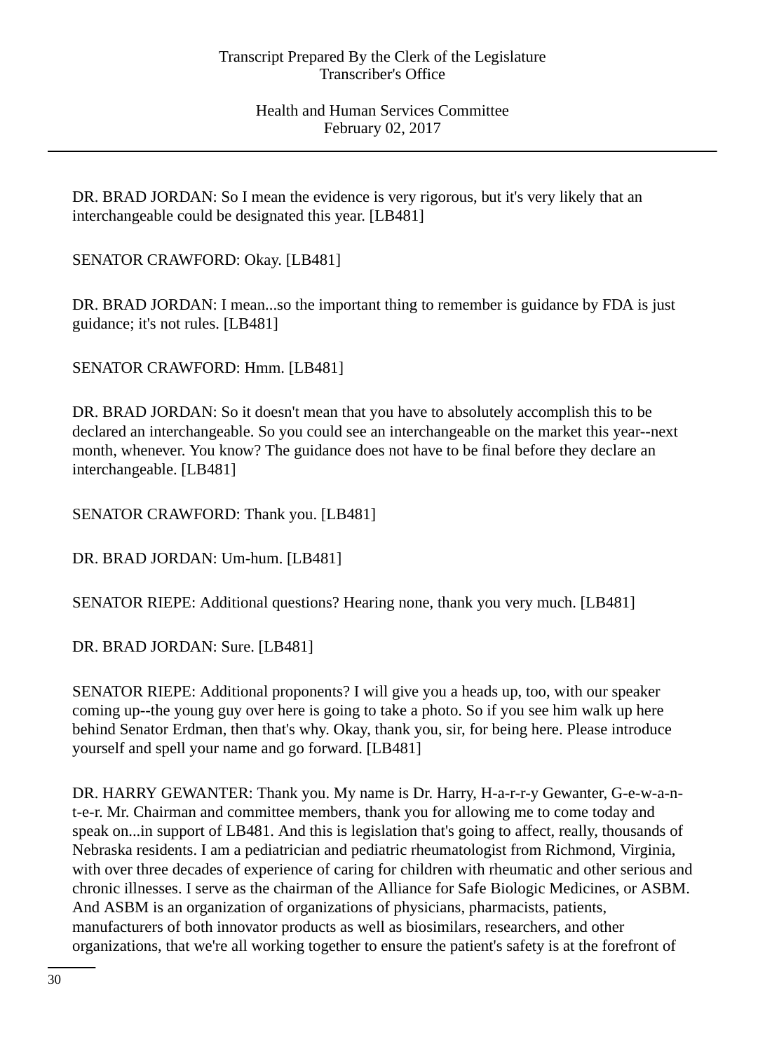DR. BRAD JORDAN: So I mean the evidence is very rigorous, but it's very likely that an interchangeable could be designated this year. [LB481]

SENATOR CRAWFORD: Okay. [LB481]

DR. BRAD JORDAN: I mean...so the important thing to remember is guidance by FDA is just guidance; it's not rules. [LB481]

SENATOR CRAWFORD: Hmm. [LB481]

DR. BRAD JORDAN: So it doesn't mean that you have to absolutely accomplish this to be declared an interchangeable. So you could see an interchangeable on the market this year--next month, whenever. You know? The guidance does not have to be final before they declare an interchangeable. [LB481]

SENATOR CRAWFORD: Thank you. [LB481]

DR. BRAD JORDAN: Um-hum. [LB481]

SENATOR RIEPE: Additional questions? Hearing none, thank you very much. [LB481]

DR. BRAD JORDAN: Sure. [LB481]

SENATOR RIEPE: Additional proponents? I will give you a heads up, too, with our speaker coming up--the young guy over here is going to take a photo. So if you see him walk up here behind Senator Erdman, then that's why. Okay, thank you, sir, for being here. Please introduce yourself and spell your name and go forward. [LB481]

DR. HARRY GEWANTER: Thank you. My name is Dr. Harry, H-a-r-r-y Gewanter, G-e-w-a-n-t-e-r. Mr. Chairman and committee members, thank you for allowing me to come today and speak on...in support of LB481. And this is legislation that's going to affect, really, thousands of Nebraska residents. I am a pediatrician and pediatric rheumatologist from Richmond, Virginia, with over three decades of experience of caring for children with rheumatic and other serious and chronic illnesses. I serve as the chairman of the Alliance for Safe Biologic Medicines, or ASBM. And ASBM is an organization of organizations of physicians, pharmacists, patients, manufacturers of both innovator products as well as biosimilars, researchers, and other organizations, that we're all working together to ensure the patient's safety is at the forefront of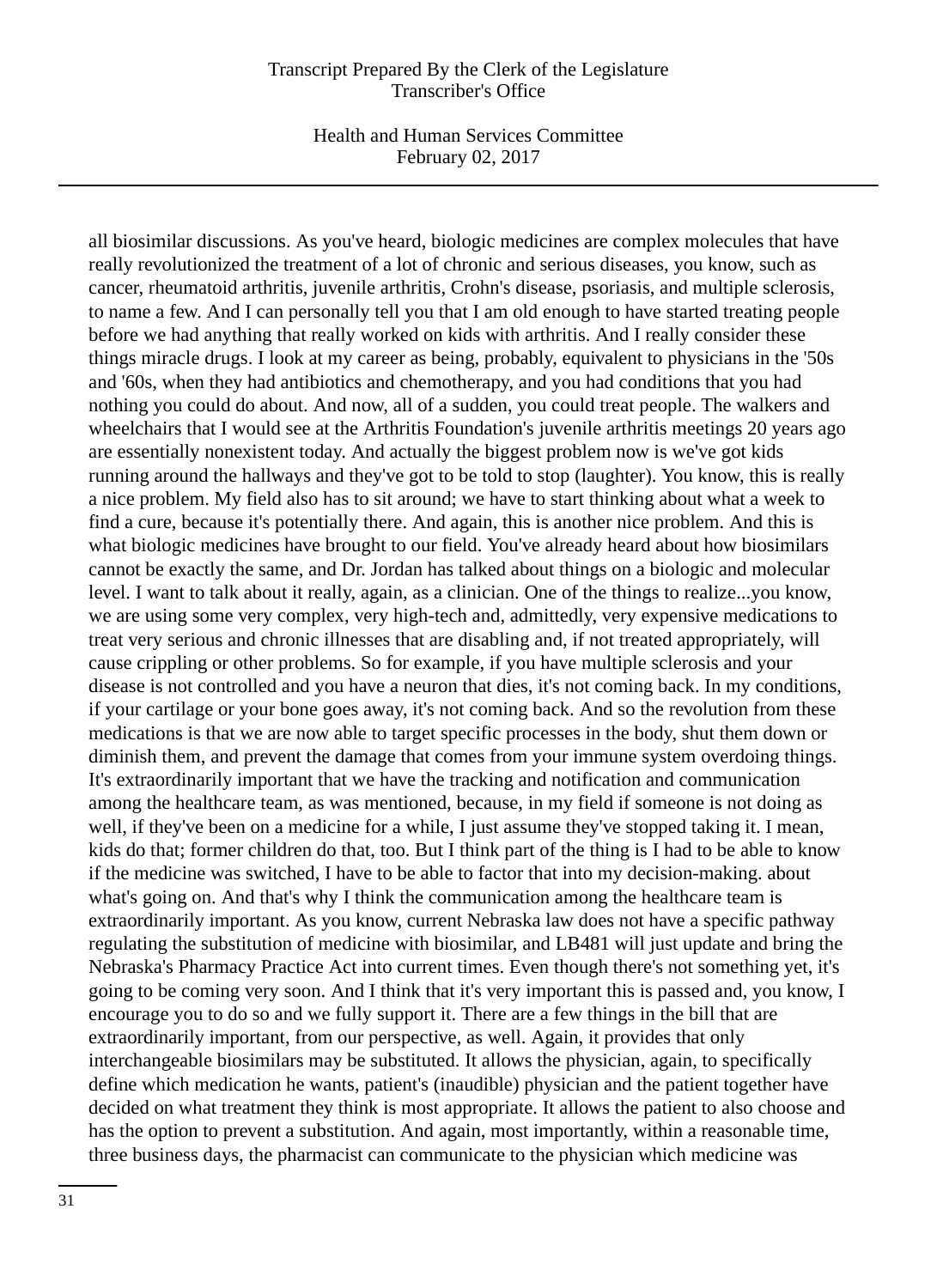all biosimilar discussions. As you've heard, biologic medicines are complex molecules that have really revolutionized the treatment of a lot of chronic and serious diseases, you know, such as cancer, rheumatoid arthritis, juvenile arthritis, Crohn's disease, psoriasis, and multiple sclerosis, to name a few. And I can personally tell you that I am old enough to have started treating people before we had anything that really worked on kids with arthritis. And I really consider these things miracle drugs. I look at my career as being, probably, equivalent to physicians in the '50s and '60s, when they had antibiotics and chemotherapy, and you had conditions that you had nothing you could do about. And now, all of a sudden, you could treat people. The walkers and wheelchairs that I would see at the Arthritis Foundation's juvenile arthritis meetings 20 years ago are essentially nonexistent today. And actually the biggest problem now is we've got kids running around the hallways and they've got to be told to stop (laughter). You know, this is really a nice problem. My field also has to sit around; we have to start thinking about what a week to find a cure, because it's potentially there. And again, this is another nice problem. And this is what biologic medicines have brought to our field. You've already heard about how biosimilars cannot be exactly the same, and Dr. Jordan has talked about things on a biologic and molecular level. I want to talk about it really, again, as a clinician. One of the things to realize...you know, we are using some very complex, very high-tech and, admittedly, very expensive medications to treat very serious and chronic illnesses that are disabling and, if not treated appropriately, will cause crippling or other problems. So for example, if you have multiple sclerosis and your disease is not controlled and you have a neuron that dies, it's not coming back. In my conditions, if your cartilage or your bone goes away, it's not coming back. And so the revolution from these medications is that we are now able to target specific processes in the body, shut them down or diminish them, and prevent the damage that comes from your immune system overdoing things. It's extraordinarily important that we have the tracking and notification and communication among the healthcare team, as was mentioned, because, in my field if someone is not doing as well, if they've been on a medicine for a while, I just assume they've stopped taking it. I mean, kids do that; former children do that, too. But I think part of the thing is I had to be able to know if the medicine was switched, I have to be able to factor that into my decision-making. about what's going on. And that's why I think the communication among the healthcare team is extraordinarily important. As you know, current Nebraska law does not have a specific pathway regulating the substitution of medicine with biosimilar, and LB481 will just update and bring the Nebraska's Pharmacy Practice Act into current times. Even though there's not something yet, it's going to be coming very soon. And I think that it's very important this is passed and, you know, I encourage you to do so and we fully support it. There are a few things in the bill that are extraordinarily important, from our perspective, as well. Again, it provides that only interchangeable biosimilars may be substituted. It allows the physician, again, to specifically define which medication he wants, patient's (inaudible) physician and the patient together have decided on what treatment they think is most appropriate. It allows the patient to also choose and has the option to prevent a substitution. And again, most importantly, within a reasonable time, three business days, the pharmacist can communicate to the physician which medicine was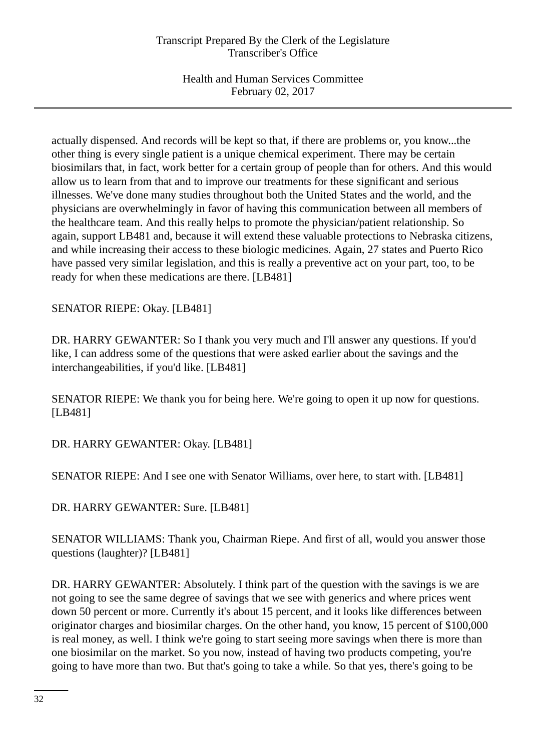actually dispensed. And records will be kept so that, if there are problems or, you know...the other thing is every single patient is a unique chemical experiment. There may be certain biosimilars that, in fact, work better for a certain group of people than for others. And this would allow us to learn from that and to improve our treatments for these significant and serious illnesses. We've done many studies throughout both the United States and the world, and the physicians are overwhelmingly in favor of having this communication between all members of the healthcare team. And this really helps to promote the physician/patient relationship. So again, support LB481 and, because it will extend these valuable protections to Nebraska citizens, and while increasing their access to these biologic medicines. Again, 27 states and Puerto Rico have passed very similar legislation, and this is really a preventive act on your part, too, to be ready for when these medications are there. [LB481]

SENATOR RIEPE: Okay. [LB481]

DR. HARRY GEWANTER: So I thank you very much and I'll answer any questions. If you'd like, I can address some of the questions that were asked earlier about the savings and the interchangeabilities, if you'd like. [LB481]

SENATOR RIEPE: We thank you for being here. We're going to open it up now for questions. [LB481]

DR. HARRY GEWANTER: Okay. [LB481]

SENATOR RIEPE: And I see one with Senator Williams, over here, to start with. [LB481]

DR. HARRY GEWANTER: Sure. [LB481]

SENATOR WILLIAMS: Thank you, Chairman Riepe. And first of all, would you answer those questions (laughter)? [LB481]

DR. HARRY GEWANTER: Absolutely. I think part of the question with the savings is we are not going to see the same degree of savings that we see with generics and where prices went down 50 percent or more. Currently it's about 15 percent, and it looks like differences between originator charges and biosimilar charges. On the other hand, you know, 15 percent of $100,000 is real money, as well. I think we're going to start seeing more savings when there is more than one biosimilar on the market. So you now, instead of having two products competing, you're going to have more than two. But that's going to take a while. So that yes, there's going to be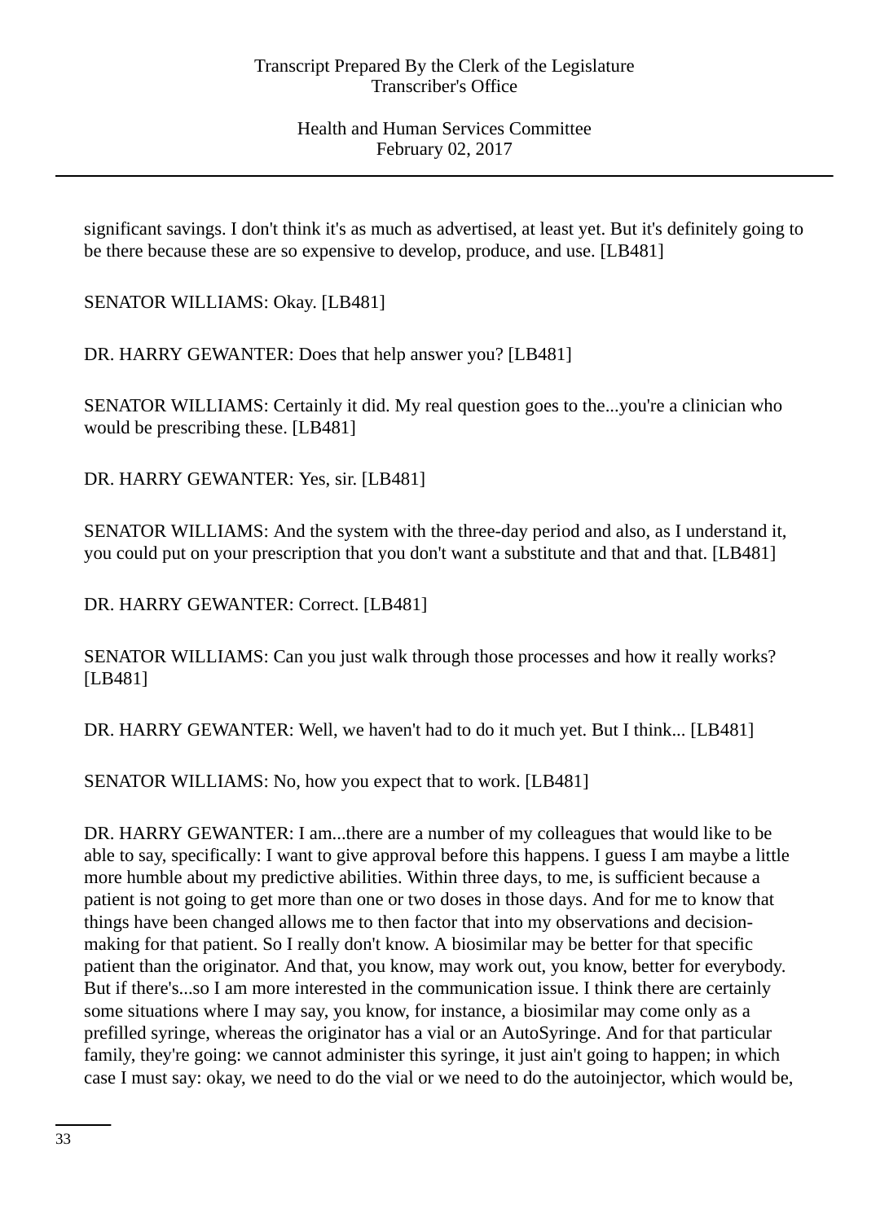significant savings. I don't think it's as much as advertised, at least yet. But it's definitely going to be there because these are so expensive to develop, produce, and use. [LB481]

SENATOR WILLIAMS: Okay. [LB481]

DR. HARRY GEWANTER: Does that help answer you? [LB481]

SENATOR WILLIAMS: Certainly it did. My real question goes to the...you're a clinician who would be prescribing these. [LB481]

DR. HARRY GEWANTER: Yes, sir. [LB481]

SENATOR WILLIAMS: And the system with the three-day period and also, as I understand it, you could put on your prescription that you don't want a substitute and that and that. [LB481]

DR. HARRY GEWANTER: Correct. [LB481]

SENATOR WILLIAMS: Can you just walk through those processes and how it really works? [LB481]

DR. HARRY GEWANTER: Well, we haven't had to do it much yet. But I think... [LB481]

SENATOR WILLIAMS: No, how you expect that to work. [LB481]

DR. HARRY GEWANTER: I am...there are a number of my colleagues that would like to be able to say, specifically: I want to give approval before this happens. I guess I am maybe a little more humble about my predictive abilities. Within three days, to me, is sufficient because a patient is not going to get more than one or two doses in those days. And for me to know that things have been changed allows me to then factor that into my observations and decision-making for that patient. So I really don't know. A biosimilar may be better for that specific patient than the originator. And that, you know, may work out, you know, better for everybody. But if there's...so I am more interested in the communication issue. I think there are certainly some situations where I may say, you know, for instance, a biosimilar may come only as a prefilled syringe, whereas the originator has a vial or an AutoSyringe. And for that particular family, they're going: we cannot administer this syringe, it just ain't going to happen; in which case I must say: okay, we need to do the vial or we need to do the autoinjector, which would be,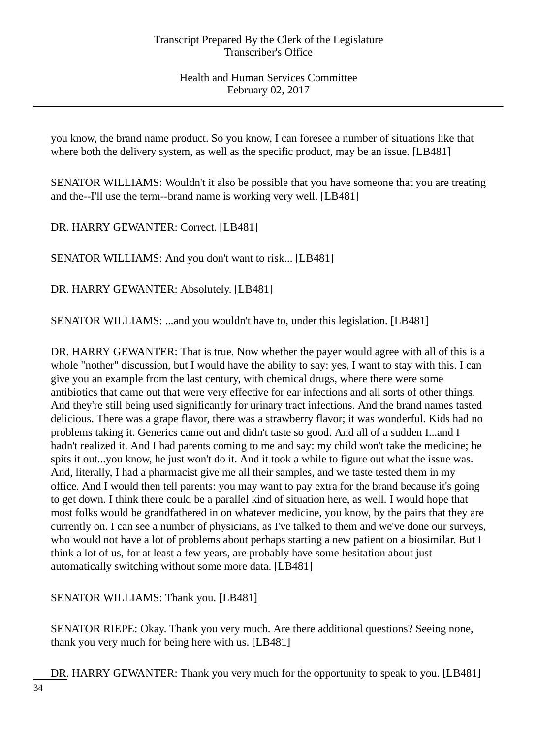you know, the brand name product. So you know, I can foresee a number of situations like that where both the delivery system, as well as the specific product, may be an issue. [LB481]

SENATOR WILLIAMS: Wouldn't it also be possible that you have someone that you are treating and the--I'll use the term--brand name is working very well. [LB481]

DR. HARRY GEWANTER: Correct. [LB481]

SENATOR WILLIAMS: And you don't want to risk... [LB481]

DR. HARRY GEWANTER: Absolutely. [LB481]

SENATOR WILLIAMS: ...and you wouldn't have to, under this legislation. [LB481]

DR. HARRY GEWANTER: That is true. Now whether the payer would agree with all of this is a whole "nother" discussion, but I would have the ability to say: yes, I want to stay with this. I can give you an example from the last century, with chemical drugs, where there were some antibiotics that came out that were very effective for ear infections and all sorts of other things. And they're still being used significantly for urinary tract infections. And the brand names tasted delicious. There was a grape flavor, there was a strawberry flavor; it was wonderful. Kids had no problems taking it. Generics came out and didn't taste so good. And all of a sudden I...and I hadn't realized it. And I had parents coming to me and say: my child won't take the medicine; he spits it out...you know, he just won't do it. And it took a while to figure out what the issue was. And, literally, I had a pharmacist give me all their samples, and we taste tested them in my office. And I would then tell parents: you may want to pay extra for the brand because it's going to get down. I think there could be a parallel kind of situation here, as well. I would hope that most folks would be grandfathered in on whatever medicine, you know, by the pairs that they are currently on. I can see a number of physicians, as I've talked to them and we've done our surveys, who would not have a lot of problems about perhaps starting a new patient on a biosimilar. But I think a lot of us, for at least a few years, are probably have some hesitation about just automatically switching without some more data. [LB481]

SENATOR WILLIAMS: Thank you. [LB481]

SENATOR RIEPE: Okay. Thank you very much. Are there additional questions? Seeing none, thank you very much for being here with us. [LB481]

DR. HARRY GEWANTER: Thank you very much for the opportunity to speak to you. [LB481]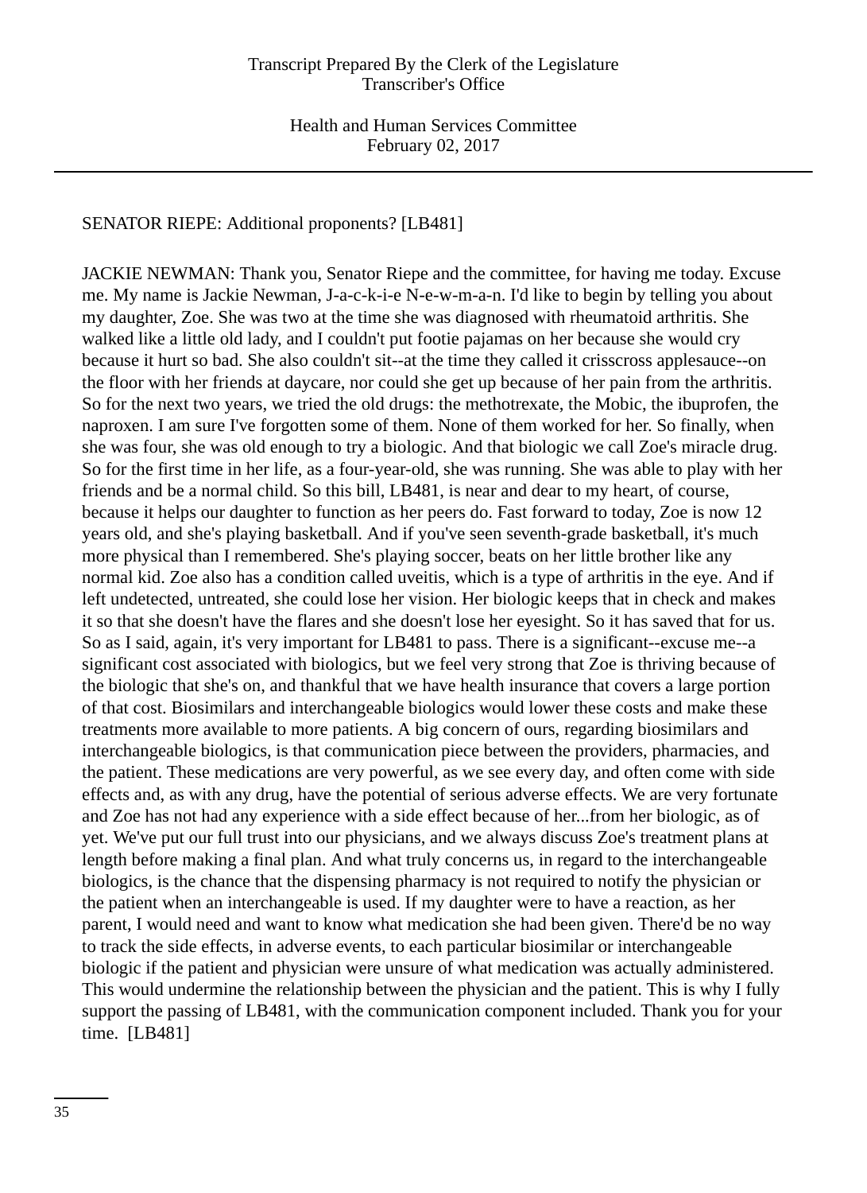SENATOR RIEPE: Additional proponents? [LB481]

JACKIE NEWMAN: Thank you, Senator Riepe and the committee, for having me today. Excuse me. My name is Jackie Newman, J-a-c-k-i-e N-e-w-m-a-n. I'd like to begin by telling you about my daughter, Zoe. She was two at the time she was diagnosed with rheumatoid arthritis. She walked like a little old lady, and I couldn't put footie pajamas on her because she would cry because it hurt so bad. She also couldn't sit--at the time they called it crisscross applesauce--on the floor with her friends at daycare, nor could she get up because of her pain from the arthritis. So for the next two years, we tried the old drugs: the methotrexate, the Mobic, the ibuprofen, the naproxen. I am sure I've forgotten some of them. None of them worked for her. So finally, when she was four, she was old enough to try a biologic. And that biologic we call Zoe's miracle drug. So for the first time in her life, as a four-year-old, she was running. She was able to play with her friends and be a normal child. So this bill, LB481, is near and dear to my heart, of course, because it helps our daughter to function as her peers do. Fast forward to today, Zoe is now 12 years old, and she's playing basketball. And if you've seen seventh-grade basketball, it's much more physical than I remembered. She's playing soccer, beats on her little brother like any normal kid. Zoe also has a condition called uveitis, which is a type of arthritis in the eye. And if left undetected, untreated, she could lose her vision. Her biologic keeps that in check and makes it so that she doesn't have the flares and she doesn't lose her eyesight. So it has saved that for us. So as I said, again, it's very important for LB481 to pass. There is a significant--excuse me--a significant cost associated with biologics, but we feel very strong that Zoe is thriving because of the biologic that she's on, and thankful that we have health insurance that covers a large portion of that cost. Biosimilars and interchangeable biologics would lower these costs and make these treatments more available to more patients. A big concern of ours, regarding biosimilars and interchangeable biologics, is that communication piece between the providers, pharmacies, and the patient. These medications are very powerful, as we see every day, and often come with side effects and, as with any drug, have the potential of serious adverse effects. We are very fortunate and Zoe has not had any experience with a side effect because of her...from her biologic, as of yet. We've put our full trust into our physicians, and we always discuss Zoe's treatment plans at length before making a final plan. And what truly concerns us, in regard to the interchangeable biologics, is the chance that the dispensing pharmacy is not required to notify the physician or the patient when an interchangeable is used. If my daughter were to have a reaction, as her parent, I would need and want to know what medication she had been given. There'd be no way to track the side effects, in adverse events, to each particular biosimilar or interchangeable biologic if the patient and physician were unsure of what medication was actually administered. This would undermine the relationship between the physician and the patient. This is why I fully support the passing of LB481, with the communication component included. Thank you for your time. [LB481]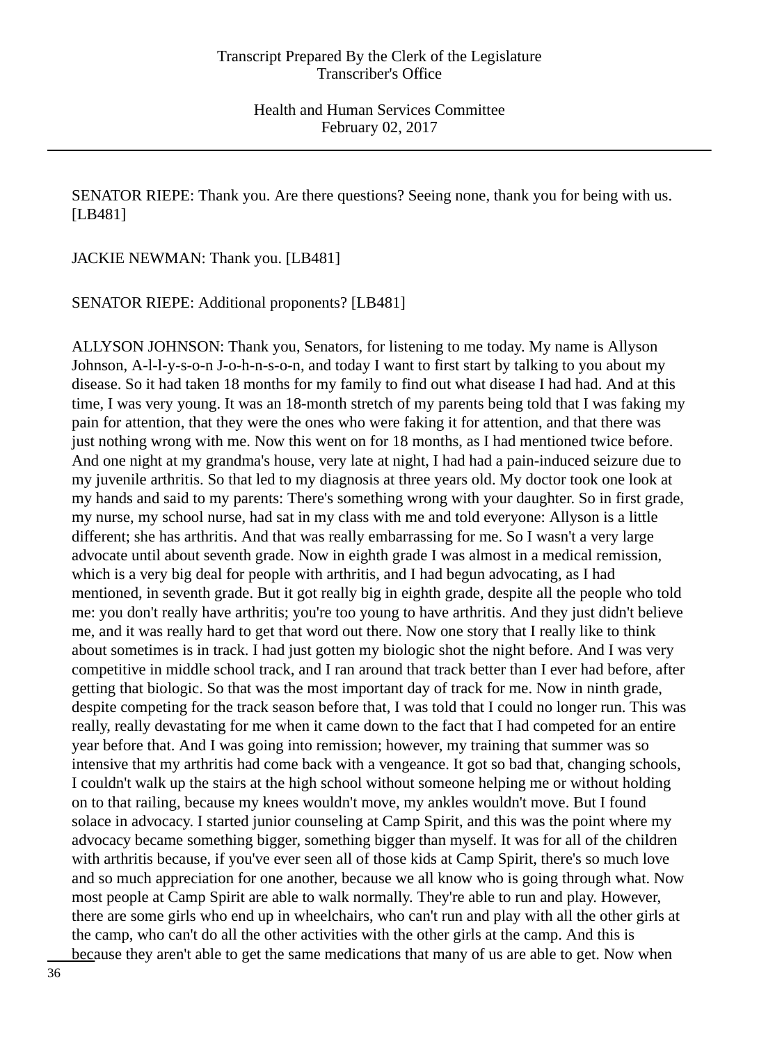SENATOR RIEPE: Thank you. Are there questions? Seeing none, thank you for being with us. [LB481]

JACKIE NEWMAN: Thank you. [LB481]

SENATOR RIEPE: Additional proponents? [LB481]

ALLYSON JOHNSON: Thank you, Senators, for listening to me today. My name is Allyson Johnson, A-l-l-y-s-o-n J-o-h-n-s-o-n, and today I want to first start by talking to you about my disease. So it had taken 18 months for my family to find out what disease I had had. And at this time, I was very young. It was an 18-month stretch of my parents being told that I was faking my pain for attention, that they were the ones who were faking it for attention, and that there was just nothing wrong with me. Now this went on for 18 months, as I had mentioned twice before. And one night at my grandma's house, very late at night, I had had a pain-induced seizure due to my juvenile arthritis. So that led to my diagnosis at three years old. My doctor took one look at my hands and said to my parents: There's something wrong with your daughter. So in first grade, my nurse, my school nurse, had sat in my class with me and told everyone: Allyson is a little different; she has arthritis. And that was really embarrassing for me. So I wasn't a very large advocate until about seventh grade. Now in eighth grade I was almost in a medical remission, which is a very big deal for people with arthritis, and I had begun advocating, as I had mentioned, in seventh grade. But it got really big in eighth grade, despite all the people who told me: you don't really have arthritis; you're too young to have arthritis. And they just didn't believe me, and it was really hard to get that word out there. Now one story that I really like to think about sometimes is in track. I had just gotten my biologic shot the night before. And I was very competitive in middle school track, and I ran around that track better than I ever had before, after getting that biologic. So that was the most important day of track for me. Now in ninth grade, despite competing for the track season before that, I was told that I could no longer run. This was really, really devastating for me when it came down to the fact that I had competed for an entire year before that. And I was going into remission; however, my training that summer was so intensive that my arthritis had come back with a vengeance. It got so bad that, changing schools, I couldn't walk up the stairs at the high school without someone helping me or without holding on to that railing, because my knees wouldn't move, my ankles wouldn't move. But I found solace in advocacy. I started junior counseling at Camp Spirit, and this was the point where my advocacy became something bigger, something bigger than myself. It was for all of the children with arthritis because, if you've ever seen all of those kids at Camp Spirit, there's so much love and so much appreciation for one another, because we all know who is going through what. Now most people at Camp Spirit are able to walk normally. They're able to run and play. However, there are some girls who end up in wheelchairs, who can't run and play with all the other girls at the camp, who can't do all the other activities with the other girls at the camp. And this is because they aren't able to get the same medications that many of us are able to get. Now when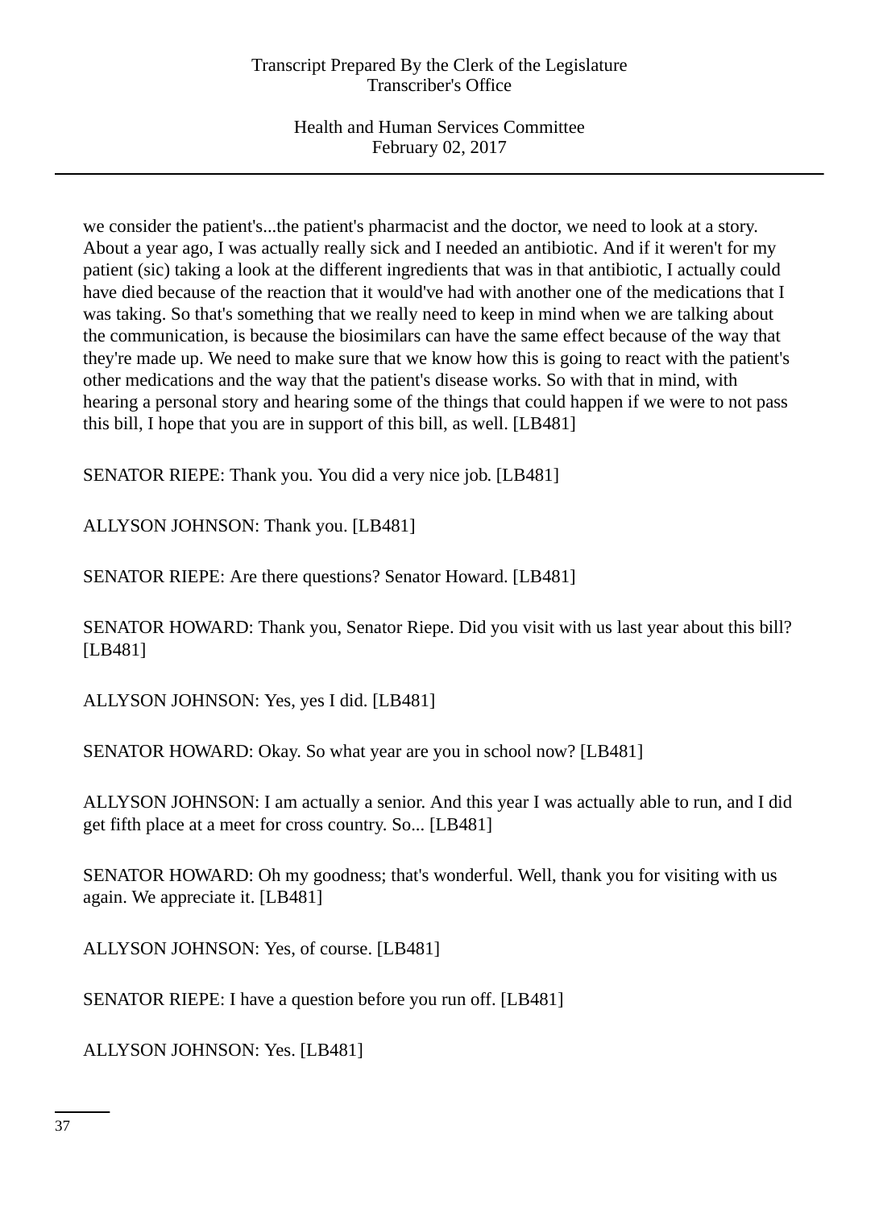we consider the patient's...the patient's pharmacist and the doctor, we need to look at a story. About a year ago, I was actually really sick and I needed an antibiotic. And if it weren't for my patient (sic) taking a look at the different ingredients that was in that antibiotic, I actually could have died because of the reaction that it would've had with another one of the medications that I was taking. So that's something that we really need to keep in mind when we are talking about the communication, is because the biosimilars can have the same effect because of the way that they're made up. We need to make sure that we know how this is going to react with the patient's other medications and the way that the patient's disease works. So with that in mind, with hearing a personal story and hearing some of the things that could happen if we were to not pass this bill, I hope that you are in support of this bill, as well. [LB481]

SENATOR RIEPE: Thank you. You did a very nice job. [LB481]

ALLYSON JOHNSON: Thank you. [LB481]

SENATOR RIEPE: Are there questions? Senator Howard. [LB481]

SENATOR HOWARD: Thank you, Senator Riepe. Did you visit with us last year about this bill? [LB481]

ALLYSON JOHNSON: Yes, yes I did. [LB481]

SENATOR HOWARD: Okay. So what year are you in school now? [LB481]

ALLYSON JOHNSON: I am actually a senior. And this year I was actually able to run, and I did get fifth place at a meet for cross country. So... [LB481]

SENATOR HOWARD: Oh my goodness; that's wonderful. Well, thank you for visiting with us again. We appreciate it. [LB481]

ALLYSON JOHNSON: Yes, of course. [LB481]

SENATOR RIEPE: I have a question before you run off. [LB481]

ALLYSON JOHNSON: Yes. [LB481]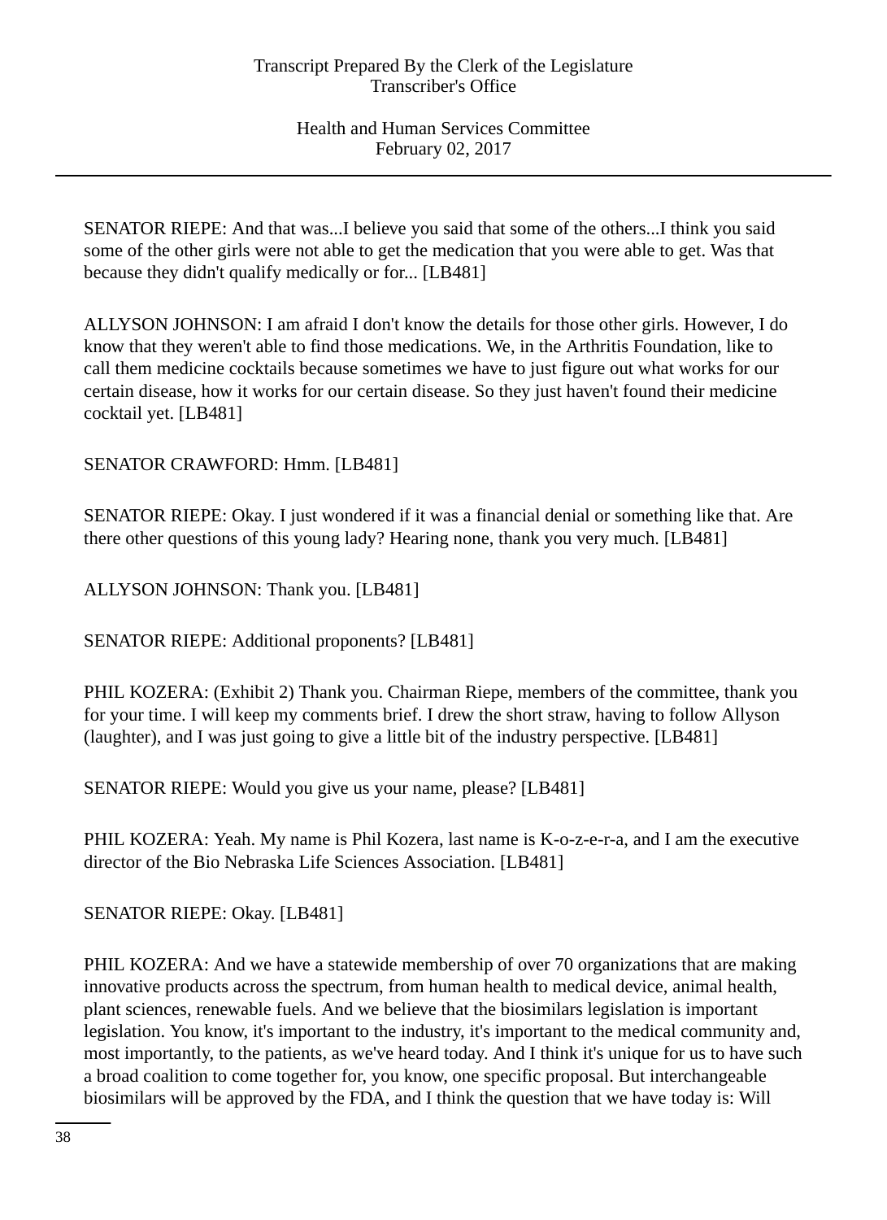SENATOR RIEPE: And that was...I believe you said that some of the others...I think you said some of the other girls were not able to get the medication that you were able to get. Was that because they didn't qualify medically or for... [LB481]

ALLYSON JOHNSON: I am afraid I don't know the details for those other girls. However, I do know that they weren't able to find those medications. We, in the Arthritis Foundation, like to call them medicine cocktails because sometimes we have to just figure out what works for our certain disease, how it works for our certain disease. So they just haven't found their medicine cocktail yet. [LB481]

SENATOR CRAWFORD: Hmm. [LB481]

SENATOR RIEPE: Okay. I just wondered if it was a financial denial or something like that. Are there other questions of this young lady? Hearing none, thank you very much. [LB481]

ALLYSON JOHNSON: Thank you. [LB481]

SENATOR RIEPE: Additional proponents? [LB481]

PHIL KOZERA: (Exhibit 2) Thank you. Chairman Riepe, members of the committee, thank you for your time. I will keep my comments brief. I drew the short straw, having to follow Allyson (laughter), and I was just going to give a little bit of the industry perspective. [LB481]

SENATOR RIEPE: Would you give us your name, please? [LB481]

PHIL KOZERA: Yeah. My name is Phil Kozera, last name is K-o-z-e-r-a, and I am the executive director of the Bio Nebraska Life Sciences Association. [LB481]

SENATOR RIEPE: Okay. [LB481]

PHIL KOZERA: And we have a statewide membership of over 70 organizations that are making innovative products across the spectrum, from human health to medical device, animal health, plant sciences, renewable fuels. And we believe that the biosimilars legislation is important legislation. You know, it's important to the industry, it's important to the medical community and, most importantly, to the patients, as we've heard today. And I think it's unique for us to have such a broad coalition to come together for, you know, one specific proposal. But interchangeable biosimilars will be approved by the FDA, and I think the question that we have today is: Will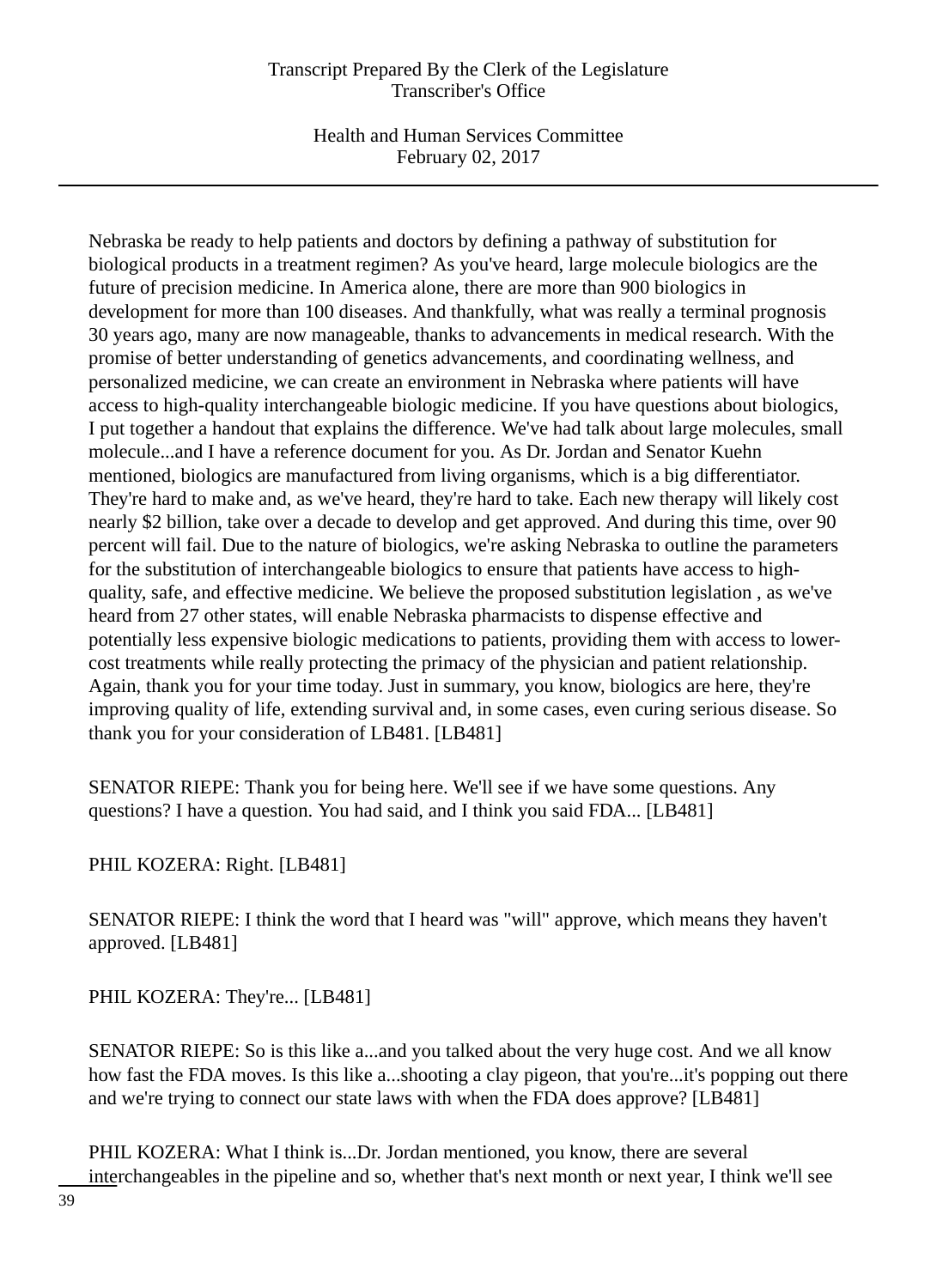Nebraska be ready to help patients and doctors by defining a pathway of substitution for biological products in a treatment regimen? As you've heard, large molecule biologics are the future of precision medicine. In America alone, there are more than 900 biologics in development for more than 100 diseases. And thankfully, what was really a terminal prognosis 30 years ago, many are now manageable, thanks to advancements in medical research. With the promise of better understanding of genetics advancements, and coordinating wellness, and personalized medicine, we can create an environment in Nebraska where patients will have access to high-quality interchangeable biologic medicine. If you have questions about biologics, I put together a handout that explains the difference. We've had talk about large molecules, small molecule...and I have a reference document for you. As Dr. Jordan and Senator Kuehn mentioned, biologics are manufactured from living organisms, which is a big differentiator. They're hard to make and, as we've heard, they're hard to take. Each new therapy will likely cost nearly $2 billion, take over a decade to develop and get approved. And during this time, over 90 percent will fail. Due to the nature of biologics, we're asking Nebraska to outline the parameters for the substitution of interchangeable biologics to ensure that patients have access to high-quality, safe, and effective medicine. We believe the proposed substitution legislation , as we've heard from 27 other states, will enable Nebraska pharmacists to dispense effective and potentially less expensive biologic medications to patients, providing them with access to lower-cost treatments while really protecting the primacy of the physician and patient relationship. Again, thank you for your time today. Just in summary, you know, biologics are here, they're improving quality of life, extending survival and, in some cases, even curing serious disease. So thank you for your consideration of LB481. [LB481]

SENATOR RIEPE: Thank you for being here. We'll see if we have some questions. Any questions? I have a question. You had said, and I think you said FDA... [LB481]

PHIL KOZERA: Right. [LB481]

SENATOR RIEPE: I think the word that I heard was "will" approve, which means they haven't approved. [LB481]

PHIL KOZERA: They're... [LB481]

SENATOR RIEPE: So is this like a...and you talked about the very huge cost. And we all know how fast the FDA moves. Is this like a...shooting a clay pigeon, that you're...it's popping out there and we're trying to connect our state laws with when the FDA does approve? [LB481]

PHIL KOZERA: What I think is...Dr. Jordan mentioned, you know, there are several interchangeables in the pipeline and so, whether that's next month or next year, I think we'll see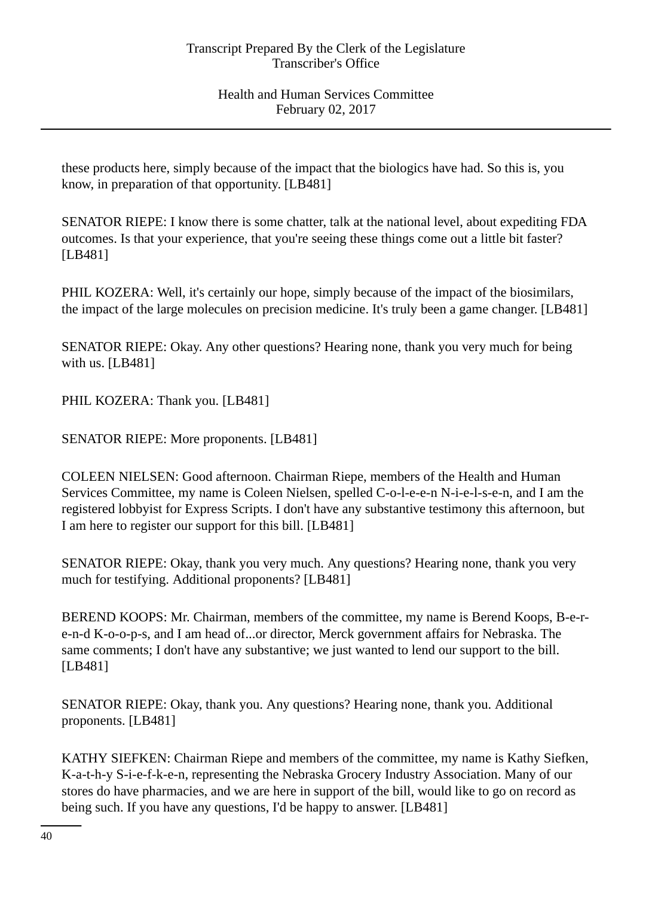these products here, simply because of the impact that the biologics have had. So this is, you know, in preparation of that opportunity. [LB481]

SENATOR RIEPE: I know there is some chatter, talk at the national level, about expediting FDA outcomes. Is that your experience, that you're seeing these things come out a little bit faster? [LB481]

PHIL KOZERA: Well, it's certainly our hope, simply because of the impact of the biosimilars, the impact of the large molecules on precision medicine. It's truly been a game changer. [LB481]

SENATOR RIEPE: Okay. Any other questions? Hearing none, thank you very much for being with us. [LB481]

PHIL KOZERA: Thank you. [LB481]

SENATOR RIEPE: More proponents. [LB481]

COLEEN NIELSEN: Good afternoon. Chairman Riepe, members of the Health and Human Services Committee, my name is Coleen Nielsen, spelled C-o-l-e-e-n N-i-e-l-s-e-n, and I am the registered lobbyist for Express Scripts. I don't have any substantive testimony this afternoon, but I am here to register our support for this bill. [LB481]

SENATOR RIEPE: Okay, thank you very much. Any questions? Hearing none, thank you very much for testifying. Additional proponents? [LB481]

BEREND KOOPS: Mr. Chairman, members of the committee, my name is Berend Koops, B-e-r-e-n-d K-o-o-p-s, and I am head of...or director, Merck government affairs for Nebraska. The same comments; I don't have any substantive; we just wanted to lend our support to the bill. [LB481]

SENATOR RIEPE: Okay, thank you. Any questions? Hearing none, thank you. Additional proponents. [LB481]

KATHY SIEFKEN: Chairman Riepe and members of the committee, my name is Kathy Siefken, K-a-t-h-y S-i-e-f-k-e-n, representing the Nebraska Grocery Industry Association. Many of our stores do have pharmacies, and we are here in support of the bill, would like to go on record as being such. If you have any questions, I'd be happy to answer. [LB481]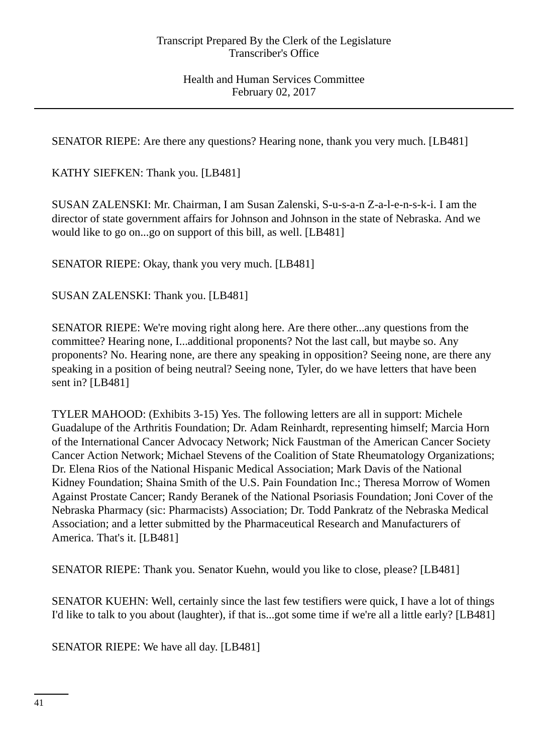SENATOR RIEPE: Are there any questions? Hearing none, thank you very much. [LB481]

KATHY SIEFKEN: Thank you. [LB481]

SUSAN ZALENSKI: Mr. Chairman, I am Susan Zalenski, S-u-s-a-n Z-a-l-e-n-s-k-i. I am the director of state government affairs for Johnson and Johnson in the state of Nebraska. And we would like to go on...go on support of this bill, as well. [LB481]

SENATOR RIEPE: Okay, thank you very much. [LB481]

SUSAN ZALENSKI: Thank you. [LB481]

SENATOR RIEPE: We're moving right along here. Are there other...any questions from the committee? Hearing none, I...additional proponents? Not the last call, but maybe so. Any proponents? No. Hearing none, are there any speaking in opposition? Seeing none, are there any speaking in a position of being neutral? Seeing none, Tyler, do we have letters that have been sent in? [LB481]

TYLER MAHOOD: (Exhibits 3-15) Yes. The following letters are all in support: Michele Guadalupe of the Arthritis Foundation; Dr. Adam Reinhardt, representing himself; Marcia Horn of the International Cancer Advocacy Network; Nick Faustman of the American Cancer Society Cancer Action Network; Michael Stevens of the Coalition of State Rheumatology Organizations; Dr. Elena Rios of the National Hispanic Medical Association; Mark Davis of the National Kidney Foundation; Shaina Smith of the U.S. Pain Foundation Inc.; Theresa Morrow of Women Against Prostate Cancer; Randy Beranek of the National Psoriasis Foundation; Joni Cover of the Nebraska Pharmacy (sic: Pharmacists) Association; Dr. Todd Pankratz of the Nebraska Medical Association; and a letter submitted by the Pharmaceutical Research and Manufacturers of America. That's it. [LB481]

SENATOR RIEPE: Thank you. Senator Kuehn, would you like to close, please? [LB481]

SENATOR KUEHN: Well, certainly since the last few testifiers were quick, I have a lot of things I'd like to talk to you about (laughter), if that is...got some time if we're all a little early? [LB481]

SENATOR RIEPE: We have all day. [LB481]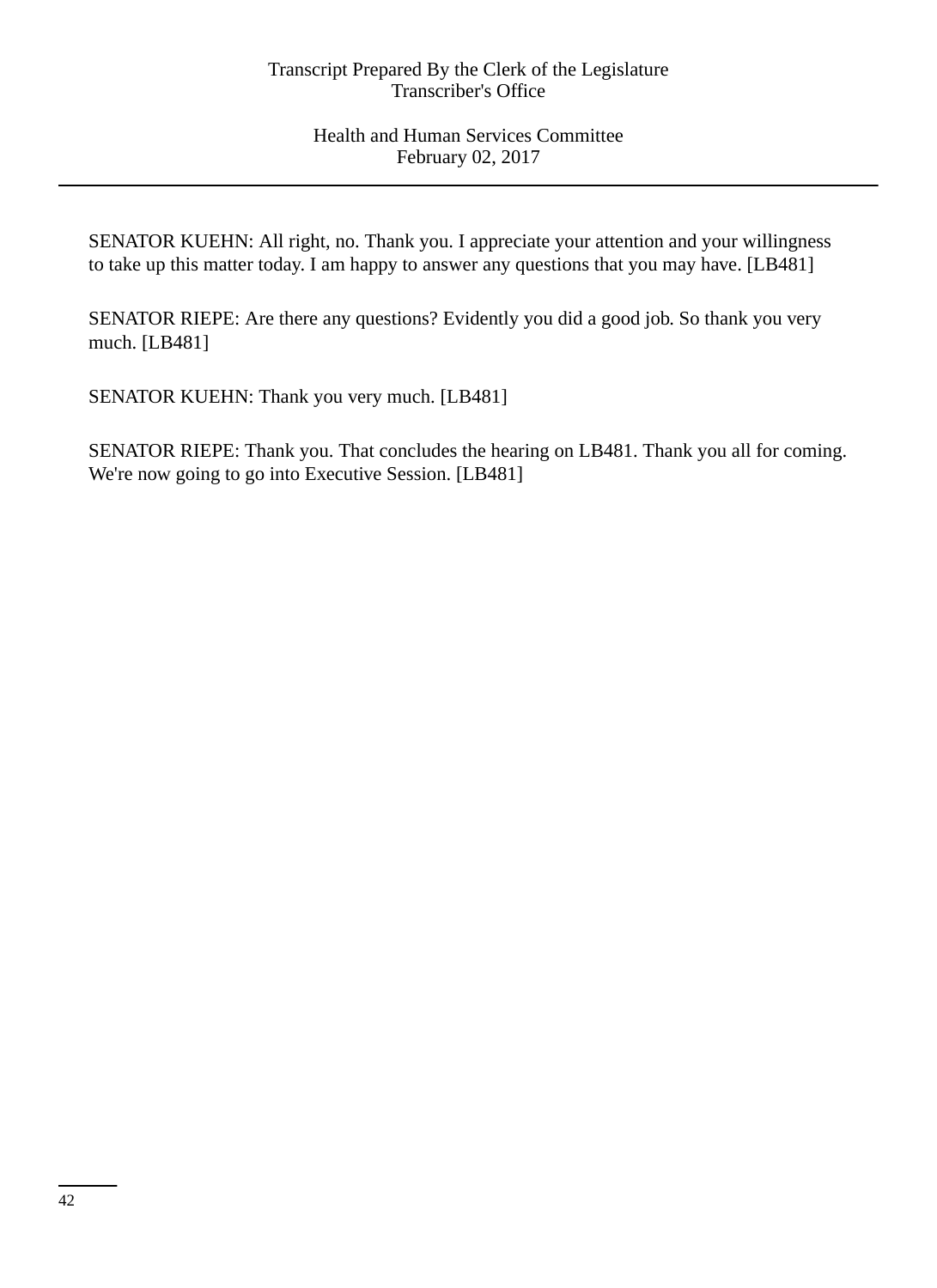SENATOR KUEHN: All right, no. Thank you. I appreciate your attention and your willingness to take up this matter today. I am happy to answer any questions that you may have. [LB481]

SENATOR RIEPE: Are there any questions? Evidently you did a good job. So thank you very much. [LB481]

SENATOR KUEHN: Thank you very much. [LB481]

SENATOR RIEPE: Thank you. That concludes the hearing on LB481. Thank you all for coming. We're now going to go into Executive Session. [LB481]